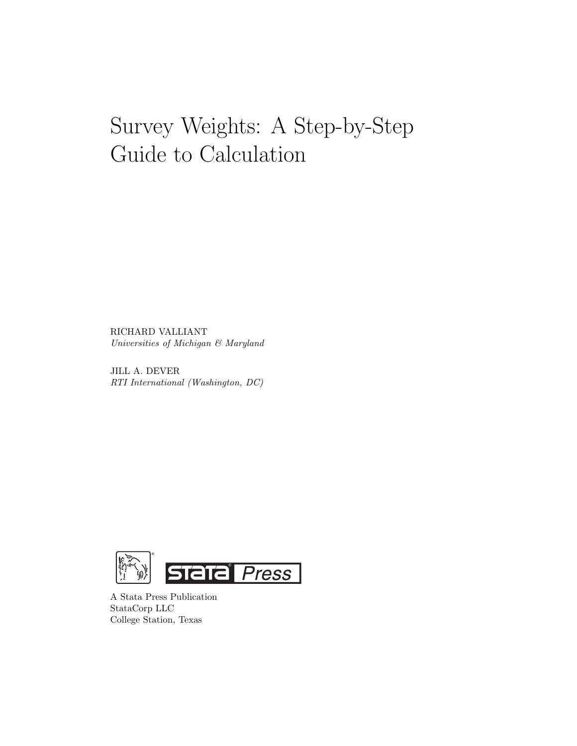# Survey Weights: A Step-by-Step Guide to Calculation

RICHARD VALLIANT
*Universities of Michigan & Maryland*

JILL A. DEVER
*RTI International (Washington, DC)*

A Stata Press Publication
StataCorp LLC
College Station, Texas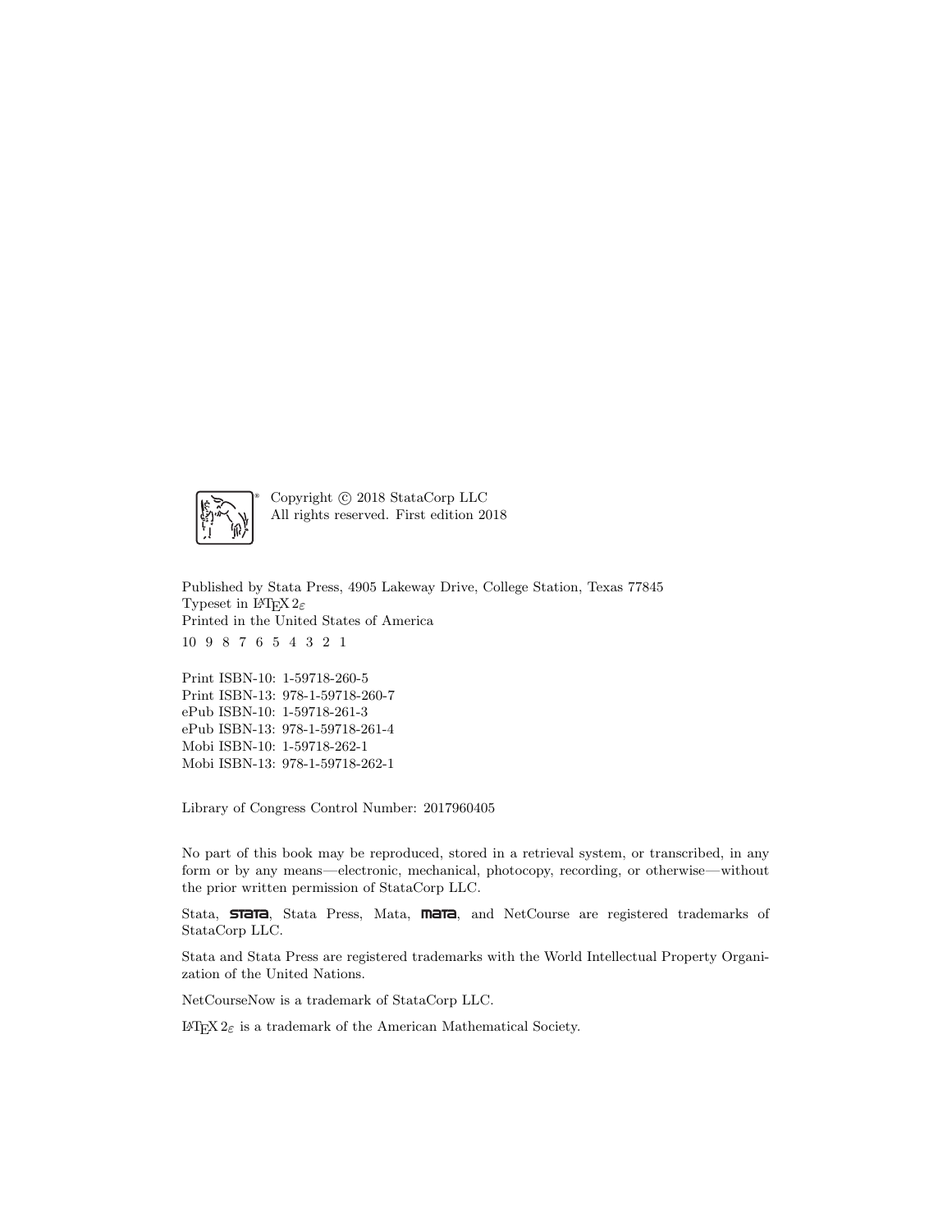Copyright © 2018 StataCorp LLC
All rights reserved. First edition 2018

Published by Stata Press, 4905 Lakeway Drive, College Station, Texas 77845
Typeset in LaTeX $2_\varepsilon$
Printed in the United States of America

10 9 8 7 6 5 4 3 2 1

Print ISBN-10: 1-59718-260-5
Print ISBN-13: 978-1-59718-260-7
ePub ISBN-10: 1-59718-261-3
ePub ISBN-13: 978-1-59718-261-4
Mobi ISBN-10: 1-59718-262-1
Mobi ISBN-13: 978-1-59718-262-1

Library of Congress Control Number: 2017960405

No part of this book may be reproduced, stored in a retrieval system, or transcribed, in any form or by any means—electronic, mechanical, photocopy, recording, or otherwise—without the prior written permission of StataCorp LLC.

Stata, **STATA**, Stata Press, Mata, **MATA**, and NetCourse are registered trademarks of StataCorp LLC.

Stata and Stata Press are registered trademarks with the World Intellectual Property Organization of the United Nations.

NetCourseNow is a trademark of StataCorp LLC.

LaTeX $2_\varepsilon$ is a trademark of the American Mathematical Society.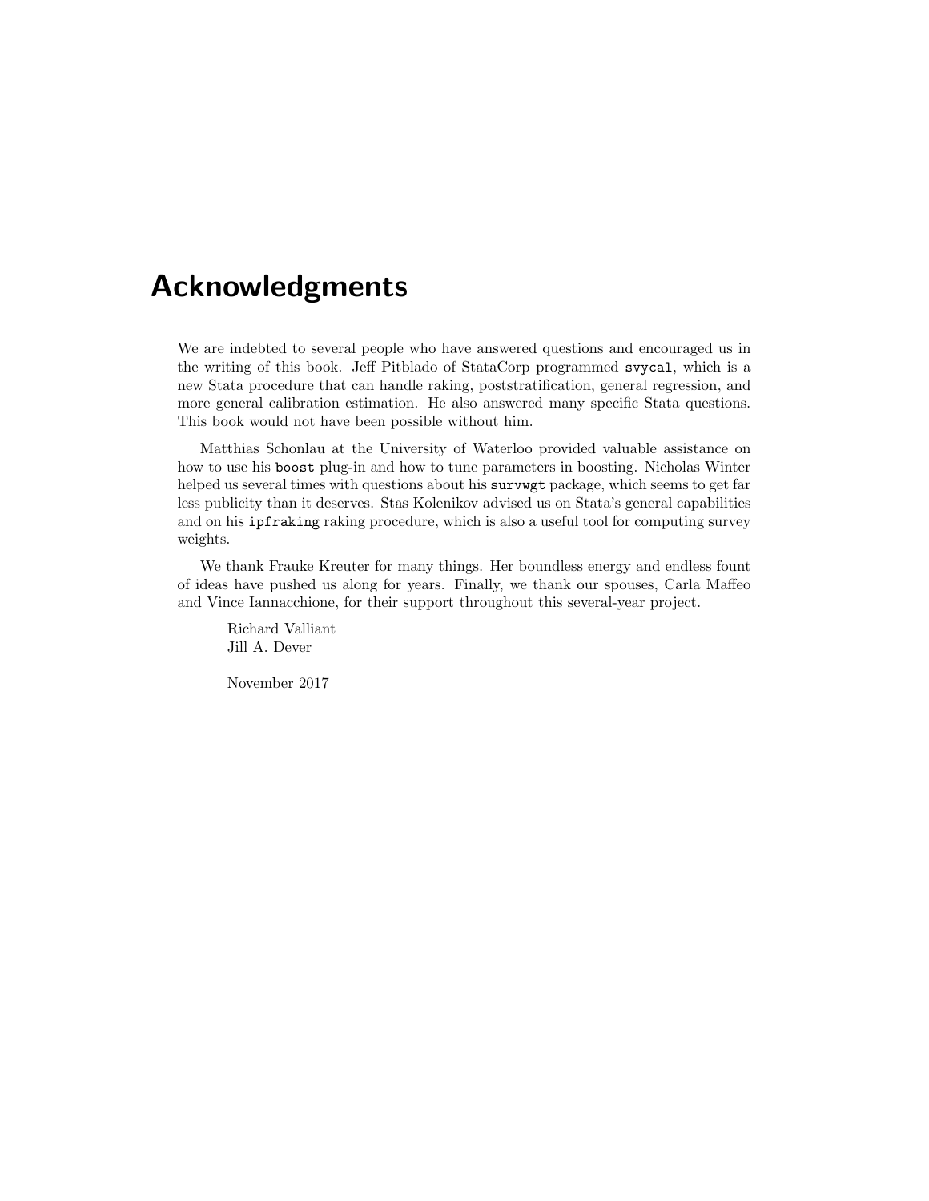# Acknowledgments

We are indebted to several people who have answered questions and encouraged us in the writing of this book. Jeff Pitblado of StataCorp programmed `svycal`, which is a new Stata procedure that can handle raking, poststratification, general regression, and more general calibration estimation. He also answered many specific Stata questions. This book would not have been possible without him.

Matthias Schonlau at the University of Waterloo provided valuable assistance on how to use his `boost` plug-in and how to tune parameters in boosting. Nicholas Winter helped us several times with questions about his `survwgt` package, which seems to get far less publicity than it deserves. Stas Kolenikov advised us on Stata's general capabilities and on his `ipfraking` raking procedure, which is also a useful tool for computing survey weights.

We thank Frauke Kreuter for many things. Her boundless energy and endless fount of ideas have pushed us along for years. Finally, we thank our spouses, Carla Maffeo and Vince Iannacchione, for their support throughout this several-year project.

Richard Valliant
Jill A. Dever

November 2017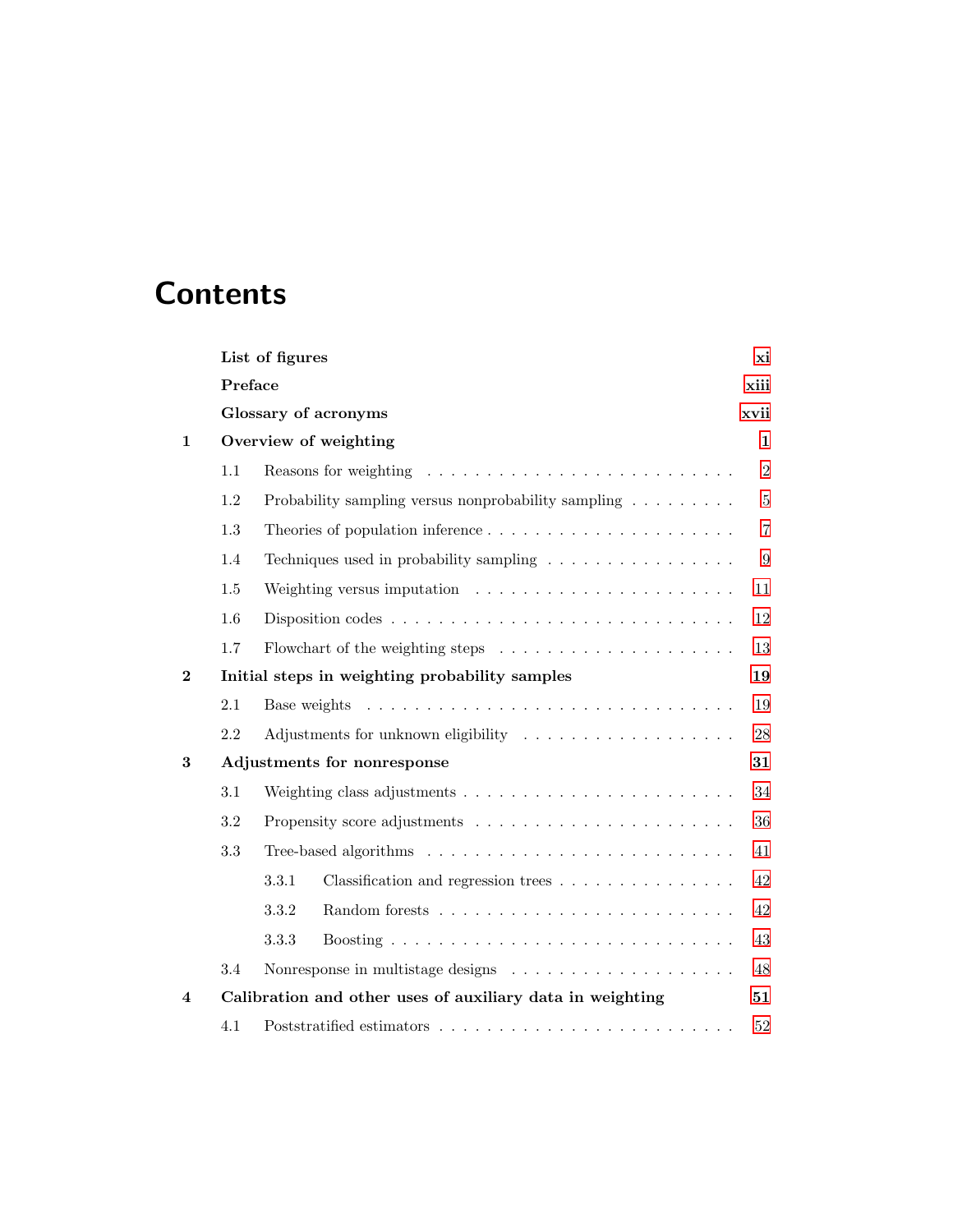# Contents

| | | |
|---|---|---|
| | **List of figures** | **xi** |
| | **Preface** | **xiii** |
| | **Glossary of acronyms** | **xvii** |
| **1** | **Overview of weighting** | **1** |
| 1.1 | Reasons for weighting | 2 |
| 1.2 | Probability sampling versus nonprobability sampling | 5 |
| 1.3 | Theories of population inference | 7 |
| 1.4 | Techniques used in probability sampling | 9 |
| 1.5 | Weighting versus imputation | 11 |
| 1.6 | Disposition codes | 12 |
| 1.7 | Flowchart of the weighting steps | 13 |
| **2** | **Initial steps in weighting probability samples** | **19** |
| 2.1 | Base weights | 19 |
| 2.2 | Adjustments for unknown eligibility | 28 |
| **3** | **Adjustments for nonresponse** | **31** |
| 3.1 | Weighting class adjustments | 34 |
| 3.2 | Propensity score adjustments | 36 |
| 3.3 | Tree-based algorithms | 41 |
| 3.3.1 | Classification and regression trees | 42 |
| 3.3.2 | Random forests | 42 |
| 3.3.3 | Boosting | 43 |
| 3.4 | Nonresponse in multistage designs | 48 |
| **4** | **Calibration and other uses of auxiliary data in weighting** | **51** |
| 4.1 | Poststratified estimators | 52 |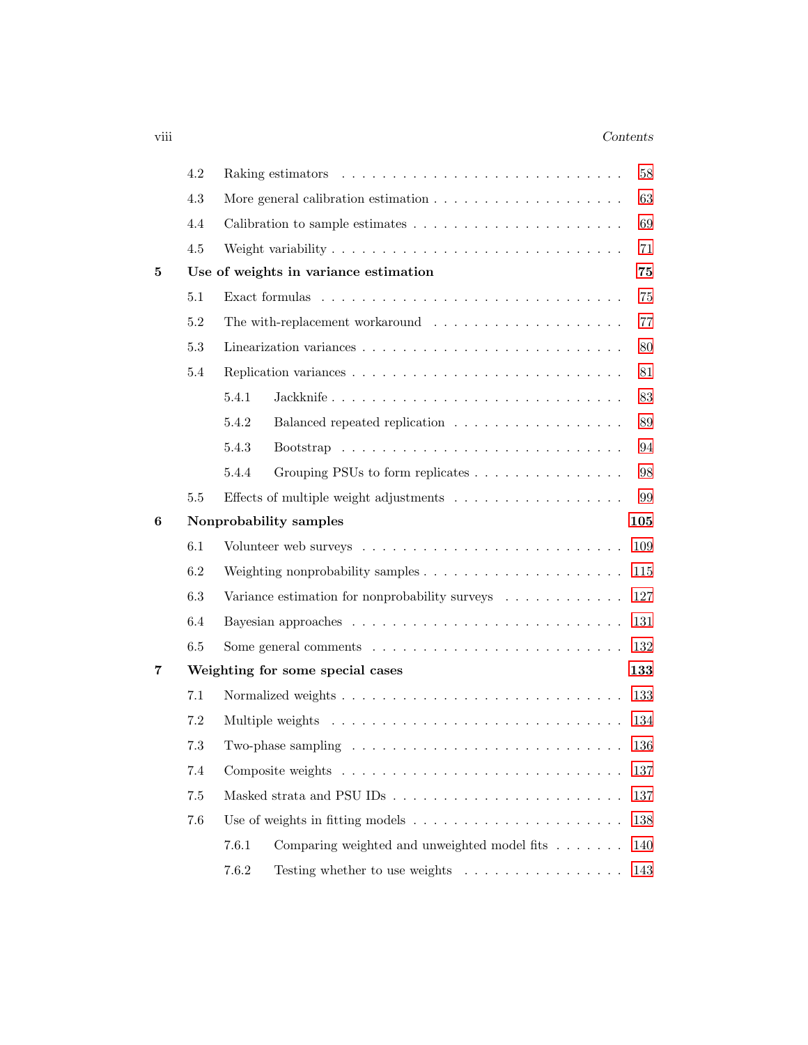| | | |
|---|---|---|
| 4.2 | Raking estimators | 58 |
| 4.3 | More general calibration estimation | 63 |
| 4.4 | Calibration to sample estimates | 69 |
| 4.5 | Weight variability | 71 |
| **5** | **Use of weights in variance estimation** | **75** |
| 5.1 | Exact formulas | 75 |
| 5.2 | The with-replacement workaround | 77 |
| 5.3 | Linearization variances | 80 |
| 5.4 | Replication variances | 81 |
| 5.4.1 | Jackknife | 83 |
| 5.4.2 | Balanced repeated replication | 89 |
| 5.4.3 | Bootstrap | 94 |
| 5.4.4 | Grouping PSUs to form replicates | 98 |
| 5.5 | Effects of multiple weight adjustments | 99 |
| **6** | **Nonprobability samples** | **105** |
| 6.1 | Volunteer web surveys | 109 |
| 6.2 | Weighting nonprobability samples | 115 |
| 6.3 | Variance estimation for nonprobability surveys | 127 |
| 6.4 | Bayesian approaches | 131 |
| 6.5 | Some general comments | 132 |
| **7** | **Weighting for some special cases** | **133** |
| 7.1 | Normalized weights | 133 |
| 7.2 | Multiple weights | 134 |
| 7.3 | Two-phase sampling | 136 |
| 7.4 | Composite weights | 137 |
| 7.5 | Masked strata and PSU IDs | 137 |
| 7.6 | Use of weights in fitting models | 138 |
| 7.6.1 | Comparing weighted and unweighted model fits | 140 |
| 7.6.2 | Testing whether to use weights | 143 |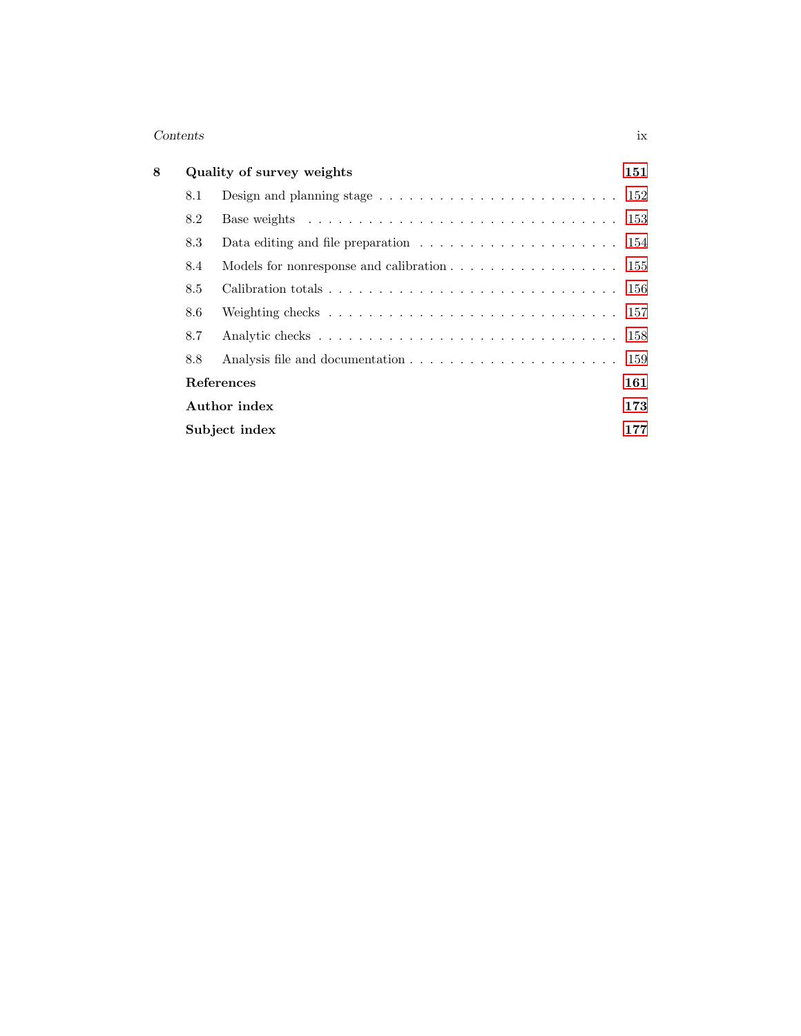**8 Quality of survey weights** 151

- 8.1 Design and planning stage . . . . . . . . . . . . . . . . . . . . . . . . 152
- 8.2 Base weights . . . . . . . . . . . . . . . . . . . . . . . . . . . . . . . 153
- 8.3 Data editing and file preparation . . . . . . . . . . . . . . . . . . . . 154
- 8.4 Models for nonresponse and calibration . . . . . . . . . . . . . . . . . 155
- 8.5 Calibration totals . . . . . . . . . . . . . . . . . . . . . . . . . . . . . 156
- 8.6 Weighting checks . . . . . . . . . . . . . . . . . . . . . . . . . . . . . 157
- 8.7 Analytic checks . . . . . . . . . . . . . . . . . . . . . . . . . . . . . . 158
- 8.8 Analysis file and documentation . . . . . . . . . . . . . . . . . . . . . 159

**References** 161

**Author index** 173

**Subject index** 177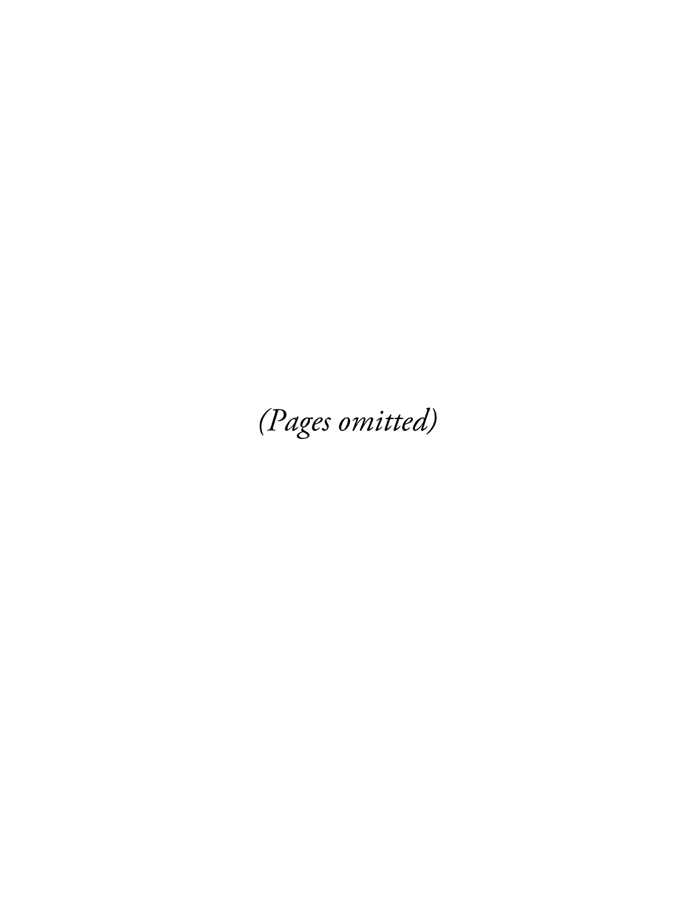*(Pages omitted)*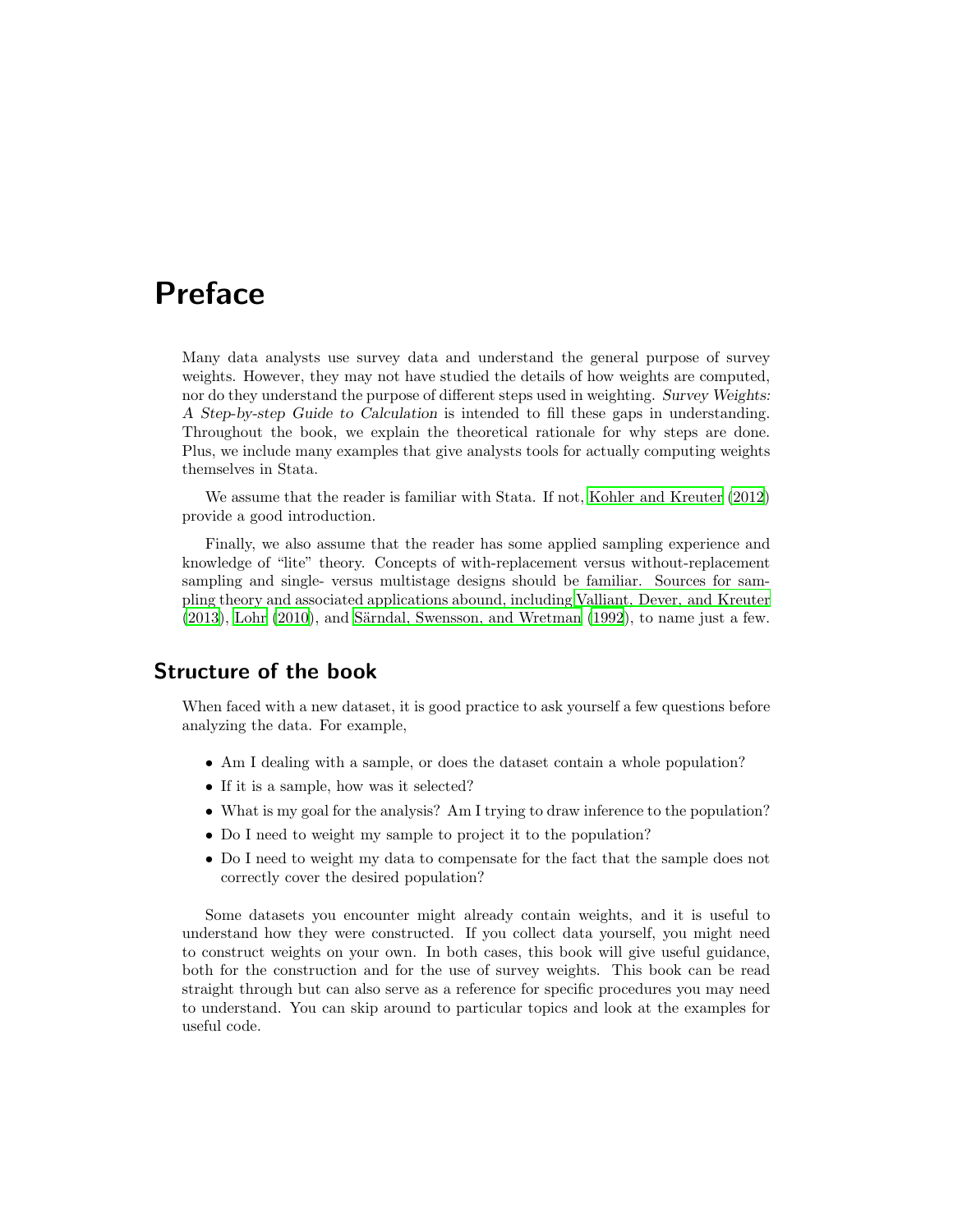# Preface

Many data analysts use survey data and understand the general purpose of survey weights. However, they may not have studied the details of how weights are computed, nor do they understand the purpose of different steps used in weighting. *Survey Weights: A Step-by-step Guide to Calculation* is intended to fill these gaps in understanding. Throughout the book, we explain the theoretical rationale for why steps are done. Plus, we include many examples that give analysts tools for actually computing weights themselves in Stata.

We assume that the reader is familiar with Stata. If not, Kohler and Kreuter (2012) provide a good introduction.

Finally, we also assume that the reader has some applied sampling experience and knowledge of "lite" theory. Concepts of with-replacement versus without-replacement sampling and single- versus multistage designs should be familiar. Sources for sampling theory and associated applications abound, including Valliant, Dever, and Kreuter (2013), Lohr (2010), and Särndal, Swensson, and Wretman (1992), to name just a few.

## Structure of the book

When faced with a new dataset, it is good practice to ask yourself a few questions before analyzing the data. For example,

- Am I dealing with a sample, or does the dataset contain a whole population?
- If it is a sample, how was it selected?
- What is my goal for the analysis? Am I trying to draw inference to the population?
- Do I need to weight my sample to project it to the population?
- Do I need to weight my data to compensate for the fact that the sample does not correctly cover the desired population?

Some datasets you encounter might already contain weights, and it is useful to understand how they were constructed. If you collect data yourself, you might need to construct weights on your own. In both cases, this book will give useful guidance, both for the construction and for the use of survey weights. This book can be read straight through but can also serve as a reference for specific procedures you may need to understand. You can skip around to particular topics and look at the examples for useful code.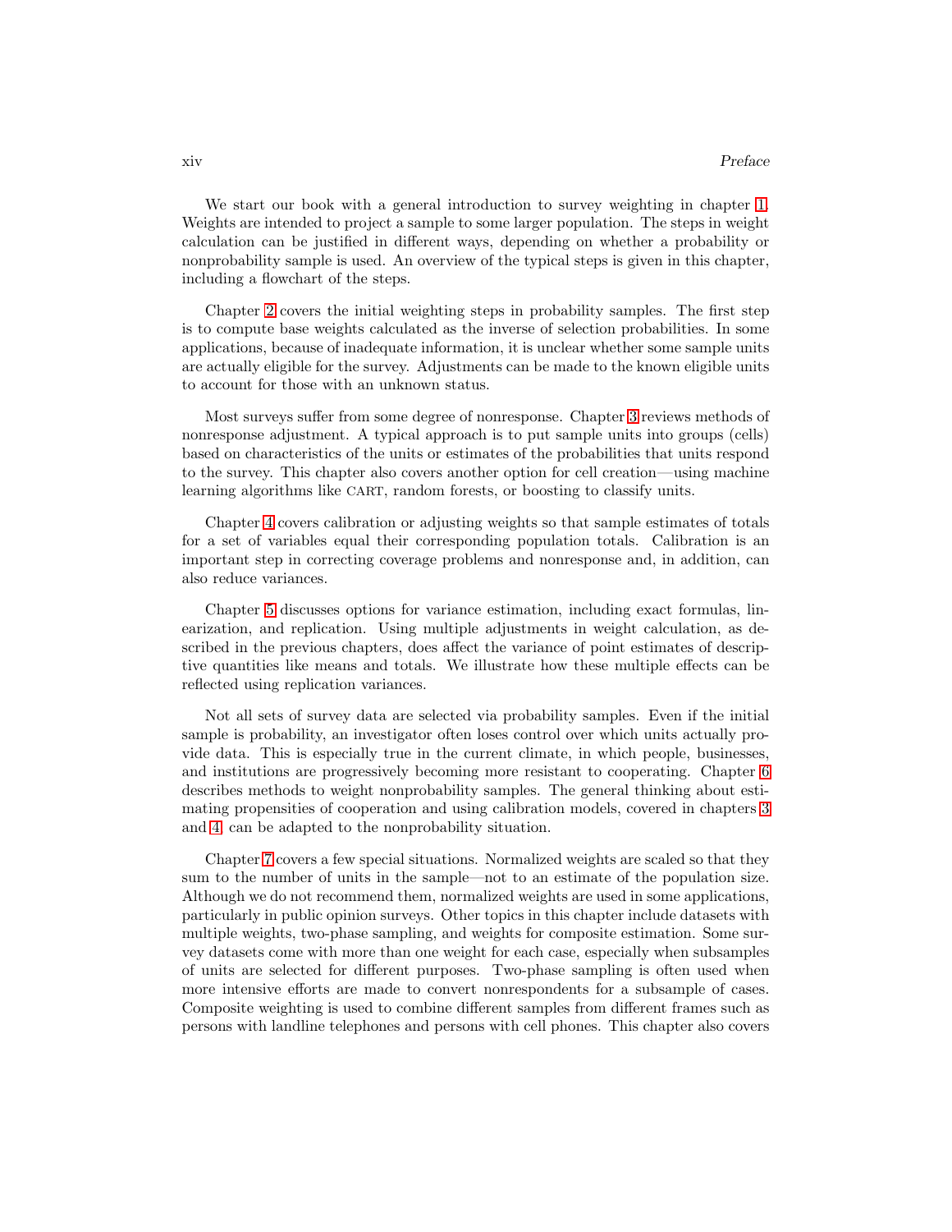We start our book with a general introduction to survey weighting in chapter 1. Weights are intended to project a sample to some larger population. The steps in weight calculation can be justified in different ways, depending on whether a probability or nonprobability sample is used. An overview of the typical steps is given in this chapter, including a flowchart of the steps.

Chapter 2 covers the initial weighting steps in probability samples. The first step is to compute base weights calculated as the inverse of selection probabilities. In some applications, because of inadequate information, it is unclear whether some sample units are actually eligible for the survey. Adjustments can be made to the known eligible units to account for those with an unknown status.

Most surveys suffer from some degree of nonresponse. Chapter 3 reviews methods of nonresponse adjustment. A typical approach is to put sample units into groups (cells) based on characteristics of the units or estimates of the probabilities that units respond to the survey. This chapter also covers another option for cell creation—using machine learning algorithms like CART, random forests, or boosting to classify units.

Chapter 4 covers calibration or adjusting weights so that sample estimates of totals for a set of variables equal their corresponding population totals. Calibration is an important step in correcting coverage problems and nonresponse and, in addition, can also reduce variances.

Chapter 5 discusses options for variance estimation, including exact formulas, linearization, and replication. Using multiple adjustments in weight calculation, as described in the previous chapters, does affect the variance of point estimates of descriptive quantities like means and totals. We illustrate how these multiple effects can be reflected using replication variances.

Not all sets of survey data are selected via probability samples. Even if the initial sample is probability, an investigator often loses control over which units actually provide data. This is especially true in the current climate, in which people, businesses, and institutions are progressively becoming more resistant to cooperating. Chapter 6 describes methods to weight nonprobability samples. The general thinking about estimating propensities of cooperation and using calibration models, covered in chapters 3 and 4, can be adapted to the nonprobability situation.

Chapter 7 covers a few special situations. Normalized weights are scaled so that they sum to the number of units in the sample—not to an estimate of the population size. Although we do not recommend them, normalized weights are used in some applications, particularly in public opinion surveys. Other topics in this chapter include datasets with multiple weights, two-phase sampling, and weights for composite estimation. Some survey datasets come with more than one weight for each case, especially when subsamples of units are selected for different purposes. Two-phase sampling is often used when more intensive efforts are made to convert nonrespondents for a subsample of cases. Composite weighting is used to combine different samples from different frames such as persons with landline telephones and persons with cell phones. This chapter also covers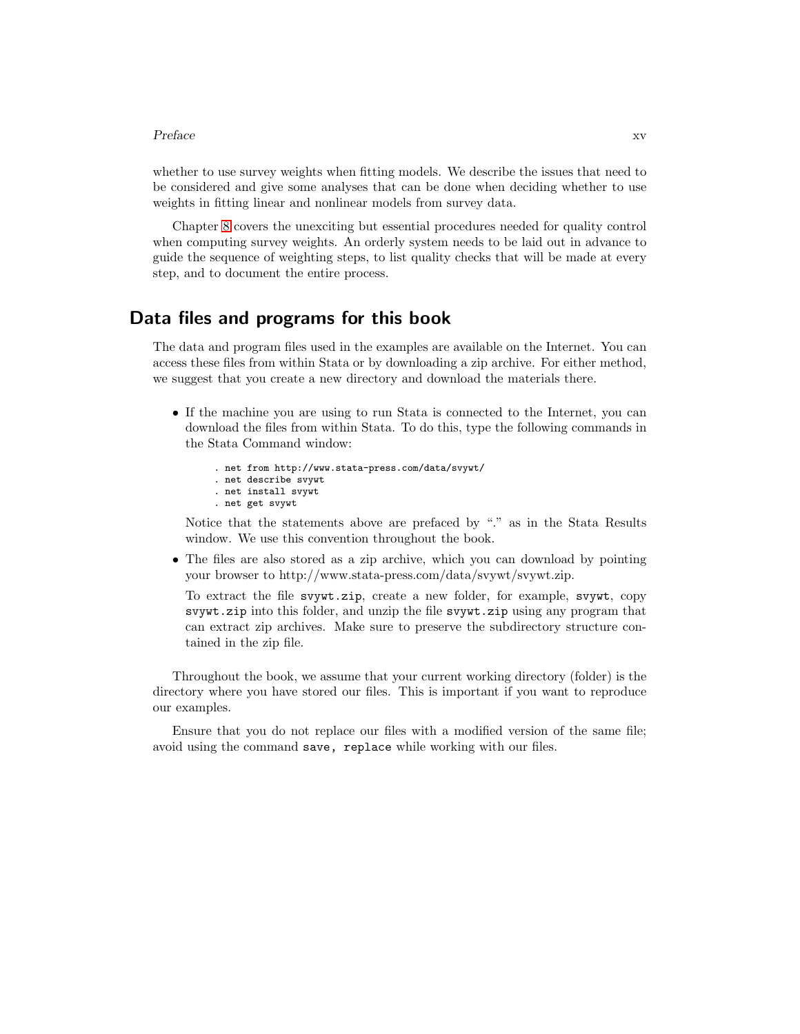whether to use survey weights when fitting models. We describe the issues that need to be considered and give some analyses that can be done when deciding whether to use weights in fitting linear and nonlinear models from survey data.

Chapter 8 covers the unexciting but essential procedures needed for quality control when computing survey weights. An orderly system needs to be laid out in advance to guide the sequence of weighting steps, to list quality checks that will be made at every step, and to document the entire process.

## Data files and programs for this book

The data and program files used in the examples are available on the Internet. You can access these files from within Stata or by downloading a zip archive. For either method, we suggest that you create a new directory and download the materials there.

- If the machine you are using to run Stata is connected to the Internet, you can download the files from within Stata. To do this, type the following commands in the Stata Command window:

  ```
  . net from http://www.stata-press.com/data/svywt/
  . net describe svywt
  . net install svywt
  . net get svywt
  ```

  Notice that the statements above are prefaced by "." as in the Stata Results window. We use this convention throughout the book.

- The files are also stored as a zip archive, which you can download by pointing your browser to http://www.stata-press.com/data/svywt/svywt.zip.

  To extract the file `svywt.zip`, create a new folder, for example, `svywt`, copy `svywt.zip` into this folder, and unzip the file `svywt.zip` using any program that can extract zip archives. Make sure to preserve the subdirectory structure contained in the zip file.

Throughout the book, we assume that your current working directory (folder) is the directory where you have stored our files. This is important if you want to reproduce our examples.

Ensure that you do not replace our files with a modified version of the same file; avoid using the command `save, replace` while working with our files.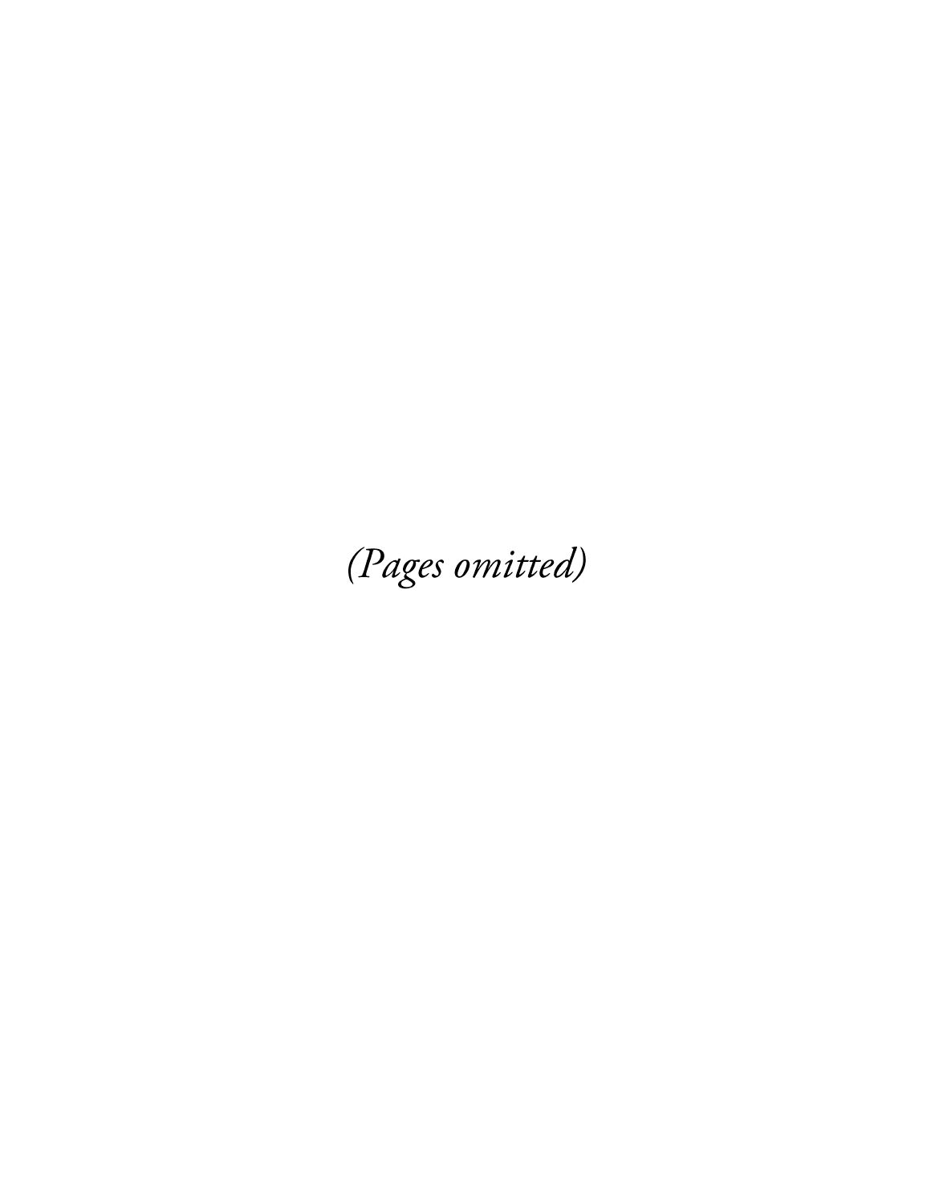*(Pages omitted)*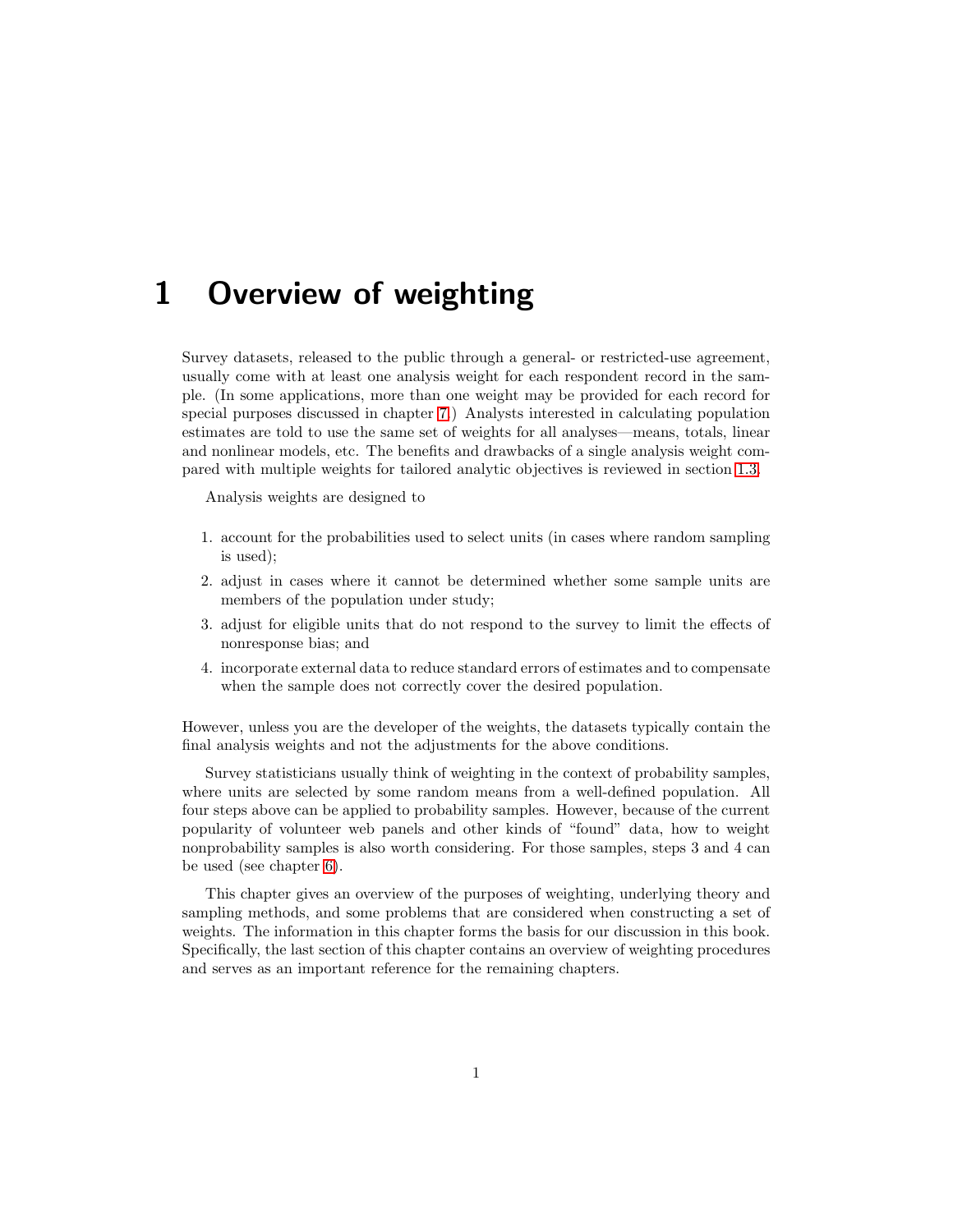# 1 Overview of weighting

Survey datasets, released to the public through a general- or restricted-use agreement, usually come with at least one analysis weight for each respondent record in the sample. (In some applications, more than one weight may be provided for each record for special purposes discussed in chapter 7.) Analysts interested in calculating population estimates are told to use the same set of weights for all analyses—means, totals, linear and nonlinear models, etc. The benefits and drawbacks of a single analysis weight compared with multiple weights for tailored analytic objectives is reviewed in section 1.3.

Analysis weights are designed to

1. account for the probabilities used to select units (in cases where random sampling is used);
2. adjust in cases where it cannot be determined whether some sample units are members of the population under study;
3. adjust for eligible units that do not respond to the survey to limit the effects of nonresponse bias; and
4. incorporate external data to reduce standard errors of estimates and to compensate when the sample does not correctly cover the desired population.

However, unless you are the developer of the weights, the datasets typically contain the final analysis weights and not the adjustments for the above conditions.

Survey statisticians usually think of weighting in the context of probability samples, where units are selected by some random means from a well-defined population. All four steps above can be applied to probability samples. However, because of the current popularity of volunteer web panels and other kinds of "found" data, how to weight nonprobability samples is also worth considering. For those samples, steps 3 and 4 can be used (see chapter 6).

This chapter gives an overview of the purposes of weighting, underlying theory and sampling methods, and some problems that are considered when constructing a set of weights. The information in this chapter forms the basis for our discussion in this book. Specifically, the last section of this chapter contains an overview of weighting procedures and serves as an important reference for the remaining chapters.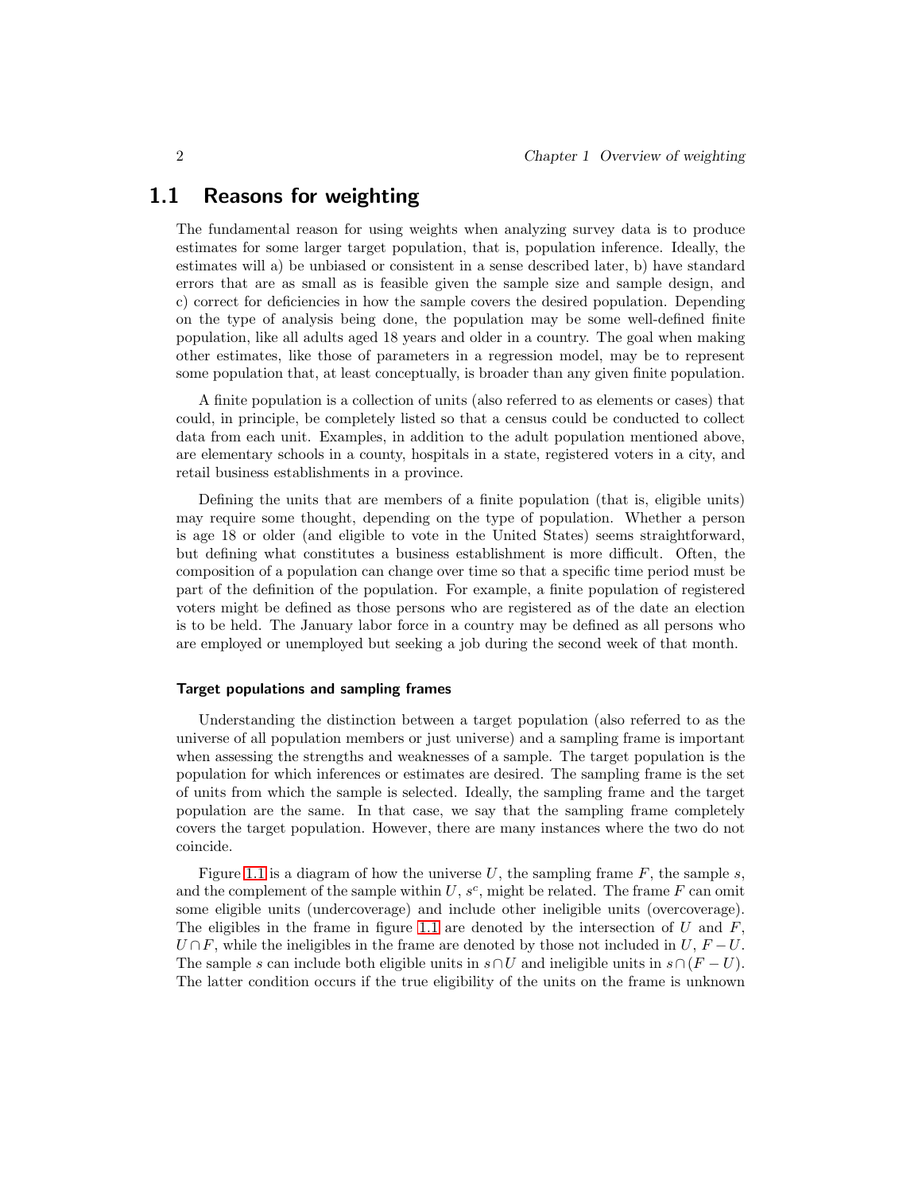## 1.1 Reasons for weighting

The fundamental reason for using weights when analyzing survey data is to produce estimates for some larger target population, that is, population inference. Ideally, the estimates will a) be unbiased or consistent in a sense described later, b) have standard errors that are as small as is feasible given the sample size and sample design, and c) correct for deficiencies in how the sample covers the desired population. Depending on the type of analysis being done, the population may be some well-defined finite population, like all adults aged 18 years and older in a country. The goal when making other estimates, like those of parameters in a regression model, may be to represent some population that, at least conceptually, is broader than any given finite population.

A finite population is a collection of units (also referred to as elements or cases) that could, in principle, be completely listed so that a census could be conducted to collect data from each unit. Examples, in addition to the adult population mentioned above, are elementary schools in a county, hospitals in a state, registered voters in a city, and retail business establishments in a province.

Defining the units that are members of a finite population (that is, eligible units) may require some thought, depending on the type of population. Whether a person is age 18 or older (and eligible to vote in the United States) seems straightforward, but defining what constitutes a business establishment is more difficult. Often, the composition of a population can change over time so that a specific time period must be part of the definition of the population. For example, a finite population of registered voters might be defined as those persons who are registered as of the date an election is to be held. The January labor force in a country may be defined as all persons who are employed or unemployed but seeking a job during the second week of that month.

#### Target populations and sampling frames

Understanding the distinction between a target population (also referred to as the universe of all population members or just universe) and a sampling frame is important when assessing the strengths and weaknesses of a sample. The target population is the population for which inferences or estimates are desired. The sampling frame is the set of units from which the sample is selected. Ideally, the sampling frame and the target population are the same. In that case, we say that the sampling frame completely covers the target population. However, there are many instances where the two do not coincide.

Figure 1.1 is a diagram of how the universe $U$, the sampling frame $F$, the sample $s$, and the complement of the sample within $U$, $s^c$, might be related. The frame $F$ can omit some eligible units (undercoverage) and include other ineligible units (overcoverage). The eligibles in the frame in figure 1.1 are denoted by the intersection of $U$ and $F$, $U \cap F$, while the ineligibles in the frame are denoted by those not included in $U$, $F - U$. The sample $s$ can include both eligible units in $s \cap U$ and ineligible units in $s \cap (F - U)$. The latter condition occurs if the true eligibility of the units on the frame is unknown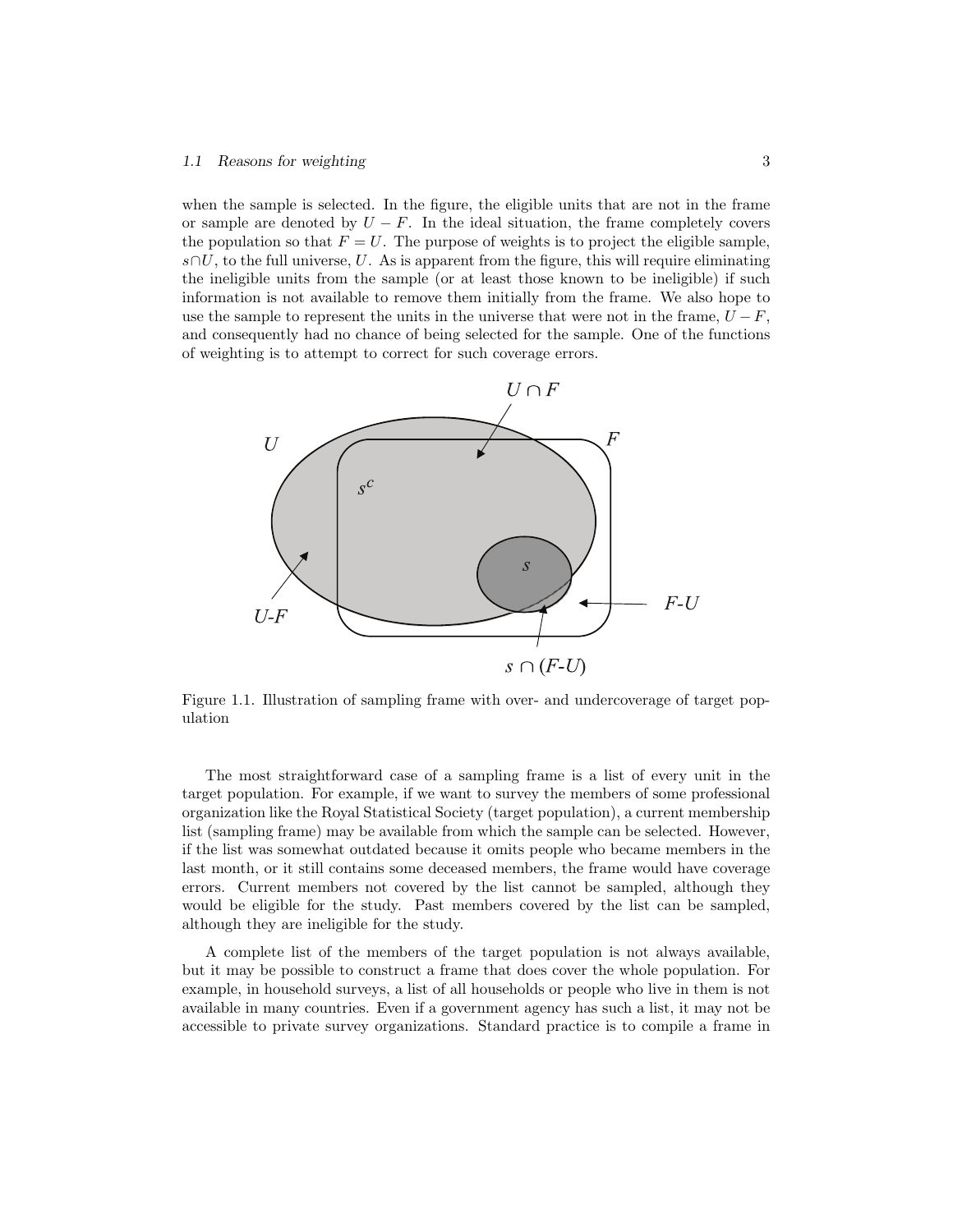when the sample is selected. In the figure, the eligible units that are not in the frame or sample are denoted by $U - F$. In the ideal situation, the frame completely covers the population so that $F = U$. The purpose of weights is to project the eligible sample, $s \cap U$, to the full universe, $U$. As is apparent from the figure, this will require eliminating the ineligible units from the sample (or at least those known to be ineligible) if such information is not available to remove them initially from the frame. We also hope to use the sample to represent the units in the universe that were not in the frame, $U - F$, and consequently had no chance of being selected for the sample. One of the functions of weighting is to attempt to correct for such coverage errors.

$U \cap F$

$U$

$F$

$s^c$

$s$

$U$-$F$

$F$-$U$

$s \cap (F$-$U)$

Figure 1.1. Illustration of sampling frame with over- and undercoverage of target population

The most straightforward case of a sampling frame is a list of every unit in the target population. For example, if we want to survey the members of some professional organization like the Royal Statistical Society (target population), a current membership list (sampling frame) may be available from which the sample can be selected. However, if the list was somewhat outdated because it omits people who became members in the last month, or it still contains some deceased members, the frame would have coverage errors. Current members not covered by the list cannot be sampled, although they would be eligible for the study. Past members covered by the list can be sampled, although they are ineligible for the study.

A complete list of the members of the target population is not always available, but it may be possible to construct a frame that does cover the whole population. For example, in household surveys, a list of all households or people who live in them is not available in many countries. Even if a government agency has such a list, it may not be accessible to private survey organizations. Standard practice is to compile a frame in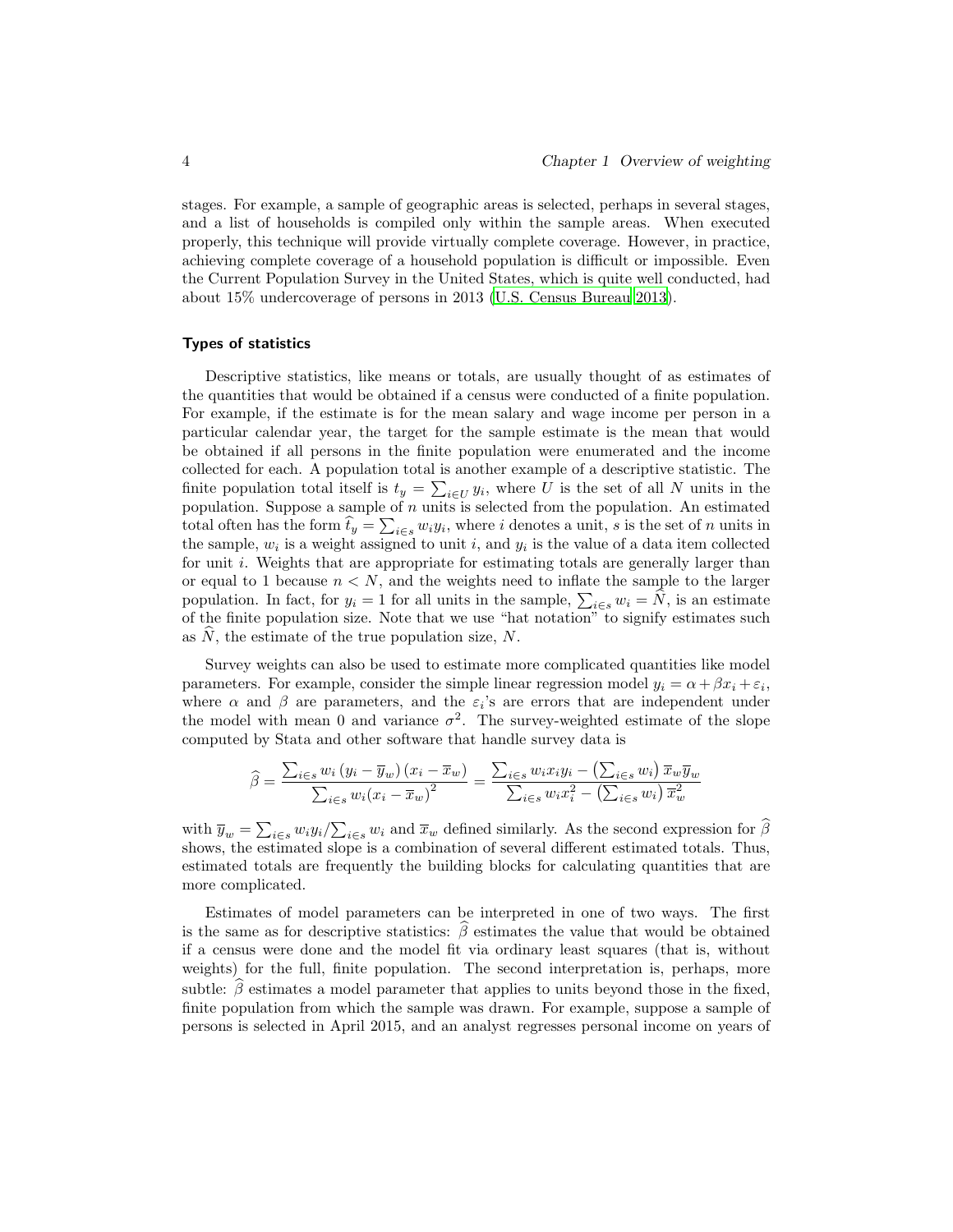stages. For example, a sample of geographic areas is selected, perhaps in several stages, and a list of households is compiled only within the sample areas. When executed properly, this technique will provide virtually complete coverage. However, in practice, achieving complete coverage of a household population is difficult or impossible. Even the Current Population Survey in the United States, which is quite well conducted, had about 15% undercoverage of persons in 2013 (U.S. Census Bureau 2013).

### Types of statistics

Descriptive statistics, like means or totals, are usually thought of as estimates of the quantities that would be obtained if a census were conducted of a finite population. For example, if the estimate is for the mean salary and wage income per person in a particular calendar year, the target for the sample estimate is the mean that would be obtained if all persons in the finite population were enumerated and the income collected for each. A population total is another example of a descriptive statistic. The finite population total itself is $t_y = \sum_{i \in U} y_i$, where $U$ is the set of all $N$ units in the population. Suppose a sample of $n$ units is selected from the population. An estimated total often has the form $\widehat{t}_y = \sum_{i \in s} w_i y_i$, where $i$ denotes a unit, $s$ is the set of $n$ units in the sample, $w_i$ is a weight assigned to unit $i$, and $y_i$ is the value of a data item collected for unit $i$. Weights that are appropriate for estimating totals are generally larger than or equal to 1 because $n < N$, and the weights need to inflate the sample to the larger population. In fact, for $y_i = 1$ for all units in the sample, $\sum_{i \in s} w_i = \widehat{N}$, is an estimate of the finite population size. Note that we use "hat notation" to signify estimates such as $\widehat{N}$, the estimate of the true population size, $N$.

Survey weights can also be used to estimate more complicated quantities like model parameters. For example, consider the simple linear regression model $y_i = \alpha + \beta x_i + \varepsilon_i$, where $\alpha$ and $\beta$ are parameters, and the $\varepsilon_i$'s are errors that are independent under the model with mean 0 and variance $\sigma^2$. The survey-weighted estimate of the slope computed by Stata and other software that handle survey data is

$$\widehat{\beta} = \frac{\sum_{i \in s} w_i \left(y_i - \overline{y}_w\right)\left(x_i - \overline{x}_w\right)}{\sum_{i \in s} w_i \left(x_i - \overline{x}_w\right)^2} = \frac{\sum_{i \in s} w_i x_i y_i - \left(\sum_{i \in s} w_i\right)\overline{x}_w \overline{y}_w}{\sum_{i \in s} w_i x_i^2 - \left(\sum_{i \in s} w_i\right)\overline{x}_w^2}$$

with $\overline{y}_w = \sum_{i \in s} w_i y_i / \sum_{i \in s} w_i$ and $\overline{x}_w$ defined similarly. As the second expression for $\widehat{\beta}$ shows, the estimated slope is a combination of several different estimated totals. Thus, estimated totals are frequently the building blocks for calculating quantities that are more complicated.

Estimates of model parameters can be interpreted in one of two ways. The first is the same as for descriptive statistics: $\widehat{\beta}$ estimates the value that would be obtained if a census were done and the model fit via ordinary least squares (that is, without weights) for the full, finite population. The second interpretation is, perhaps, more subtle: $\widehat{\beta}$ estimates a model parameter that applies to units beyond those in the fixed, finite population from which the sample was drawn. For example, suppose a sample of persons is selected in April 2015, and an analyst regresses personal income on years of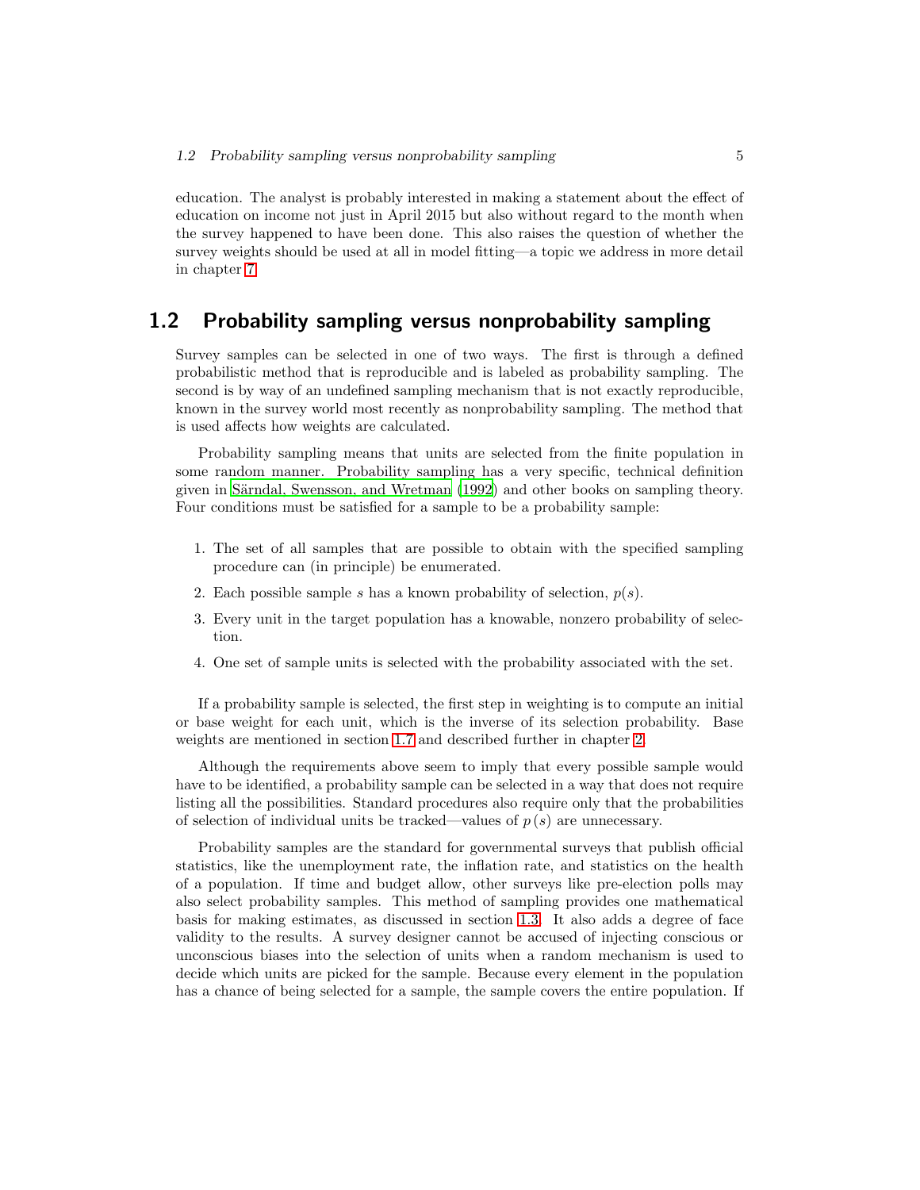education. The analyst is probably interested in making a statement about the effect of education on income not just in April 2015 but also without regard to the month when the survey happened to have been done. This also raises the question of whether the survey weights should be used at all in model fitting—a topic we address in more detail in chapter 7.

## 1.2 Probability sampling versus nonprobability sampling

Survey samples can be selected in one of two ways. The first is through a defined probabilistic method that is reproducible and is labeled as probability sampling. The second is by way of an undefined sampling mechanism that is not exactly reproducible, known in the survey world most recently as nonprobability sampling. The method that is used affects how weights are calculated.

Probability sampling means that units are selected from the finite population in some random manner. Probability sampling has a very specific, technical definition given in Särndal, Swensson, and Wretman (1992) and other books on sampling theory. Four conditions must be satisfied for a sample to be a probability sample:

1. The set of all samples that are possible to obtain with the specified sampling procedure can (in principle) be enumerated.
2. Each possible sample $s$ has a known probability of selection, $p(s)$.
3. Every unit in the target population has a knowable, nonzero probability of selection.
4. One set of sample units is selected with the probability associated with the set.

If a probability sample is selected, the first step in weighting is to compute an initial or base weight for each unit, which is the inverse of its selection probability. Base weights are mentioned in section 1.7 and described further in chapter 2.

Although the requirements above seem to imply that every possible sample would have to be identified, a probability sample can be selected in a way that does not require listing all the possibilities. Standard procedures also require only that the probabilities of selection of individual units be tracked—values of $p(s)$ are unnecessary.

Probability samples are the standard for governmental surveys that publish official statistics, like the unemployment rate, the inflation rate, and statistics on the health of a population. If time and budget allow, other surveys like pre-election polls may also select probability samples. This method of sampling provides one mathematical basis for making estimates, as discussed in section 1.3. It also adds a degree of face validity to the results. A survey designer cannot be accused of injecting conscious or unconscious biases into the selection of units when a random mechanism is used to decide which units are picked for the sample. Because every element in the population has a chance of being selected for a sample, the sample covers the entire population. If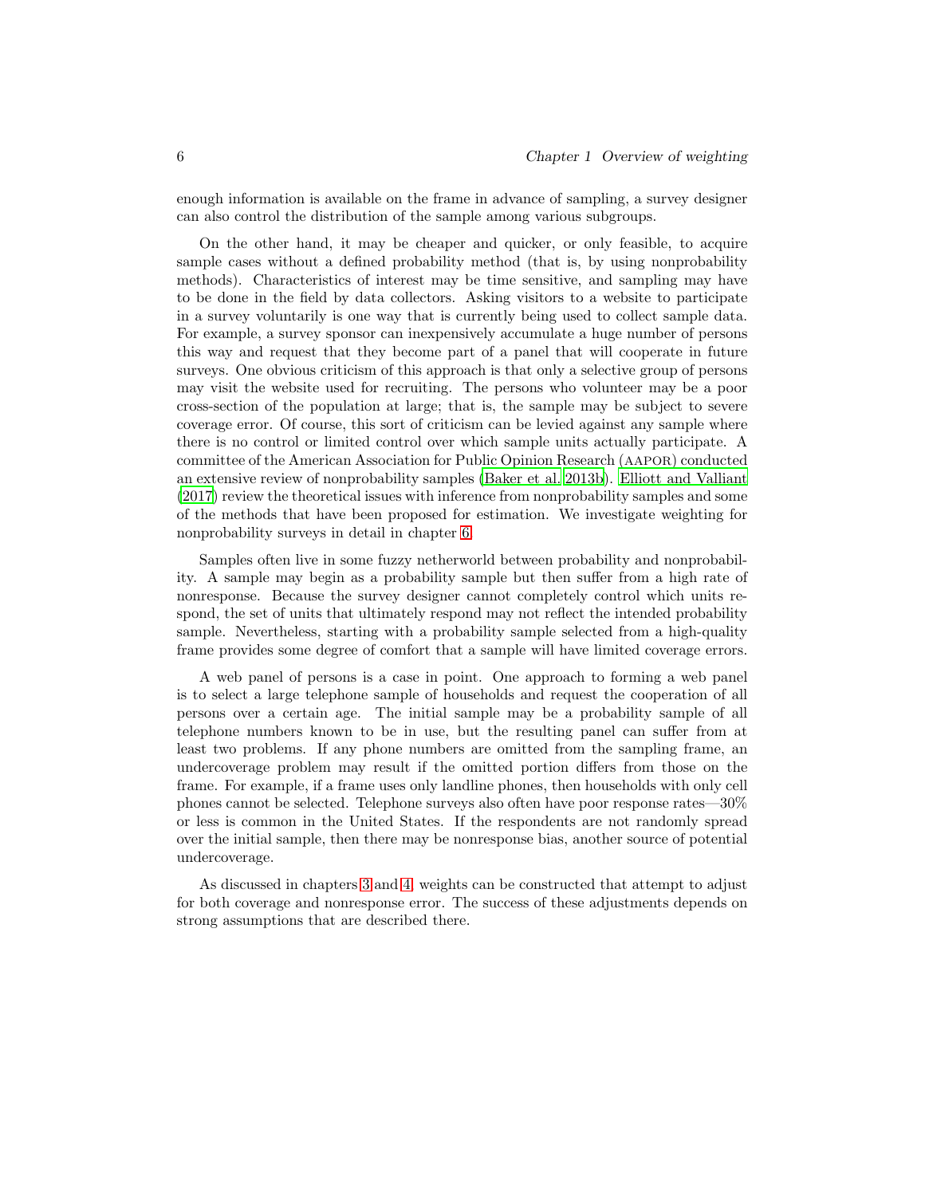enough information is available on the frame in advance of sampling, a survey designer can also control the distribution of the sample among various subgroups.

On the other hand, it may be cheaper and quicker, or only feasible, to acquire sample cases without a defined probability method (that is, by using nonprobability methods). Characteristics of interest may be time sensitive, and sampling may have to be done in the field by data collectors. Asking visitors to a website to participate in a survey voluntarily is one way that is currently being used to collect sample data. For example, a survey sponsor can inexpensively accumulate a huge number of persons this way and request that they become part of a panel that will cooperate in future surveys. One obvious criticism of this approach is that only a selective group of persons may visit the website used for recruiting. The persons who volunteer may be a poor cross-section of the population at large; that is, the sample may be subject to severe coverage error. Of course, this sort of criticism can be levied against any sample where there is no control or limited control over which sample units actually participate. A committee of the American Association for Public Opinion Research (AAPOR) conducted an extensive review of nonprobability samples (Baker et al. 2013b). Elliott and Valliant (2017) review the theoretical issues with inference from nonprobability samples and some of the methods that have been proposed for estimation. We investigate weighting for nonprobability surveys in detail in chapter 6.

Samples often live in some fuzzy netherworld between probability and nonprobability. A sample may begin as a probability sample but then suffer from a high rate of nonresponse. Because the survey designer cannot completely control which units respond, the set of units that ultimately respond may not reflect the intended probability sample. Nevertheless, starting with a probability sample selected from a high-quality frame provides some degree of comfort that a sample will have limited coverage errors.

A web panel of persons is a case in point. One approach to forming a web panel is to select a large telephone sample of households and request the cooperation of all persons over a certain age. The initial sample may be a probability sample of all telephone numbers known to be in use, but the resulting panel can suffer from at least two problems. If any phone numbers are omitted from the sampling frame, an undercoverage problem may result if the omitted portion differs from those on the frame. For example, if a frame uses only landline phones, then households with only cell phones cannot be selected. Telephone surveys also often have poor response rates—30% or less is common in the United States. If the respondents are not randomly spread over the initial sample, then there may be nonresponse bias, another source of potential undercoverage.

As discussed in chapters 3 and 4, weights can be constructed that attempt to adjust for both coverage and nonresponse error. The success of these adjustments depends on strong assumptions that are described there.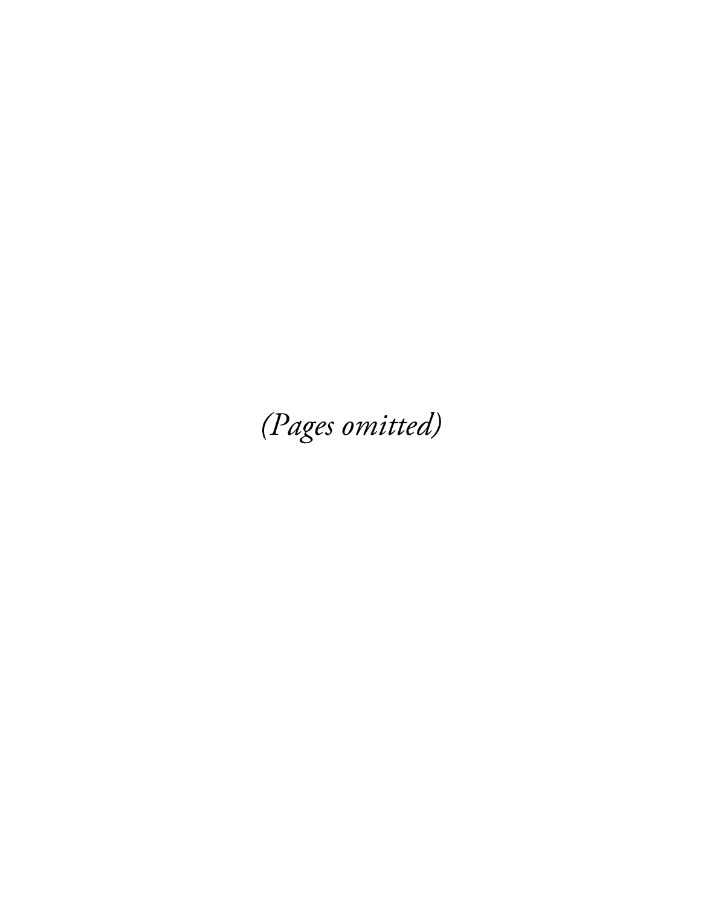*(Pages omitted)*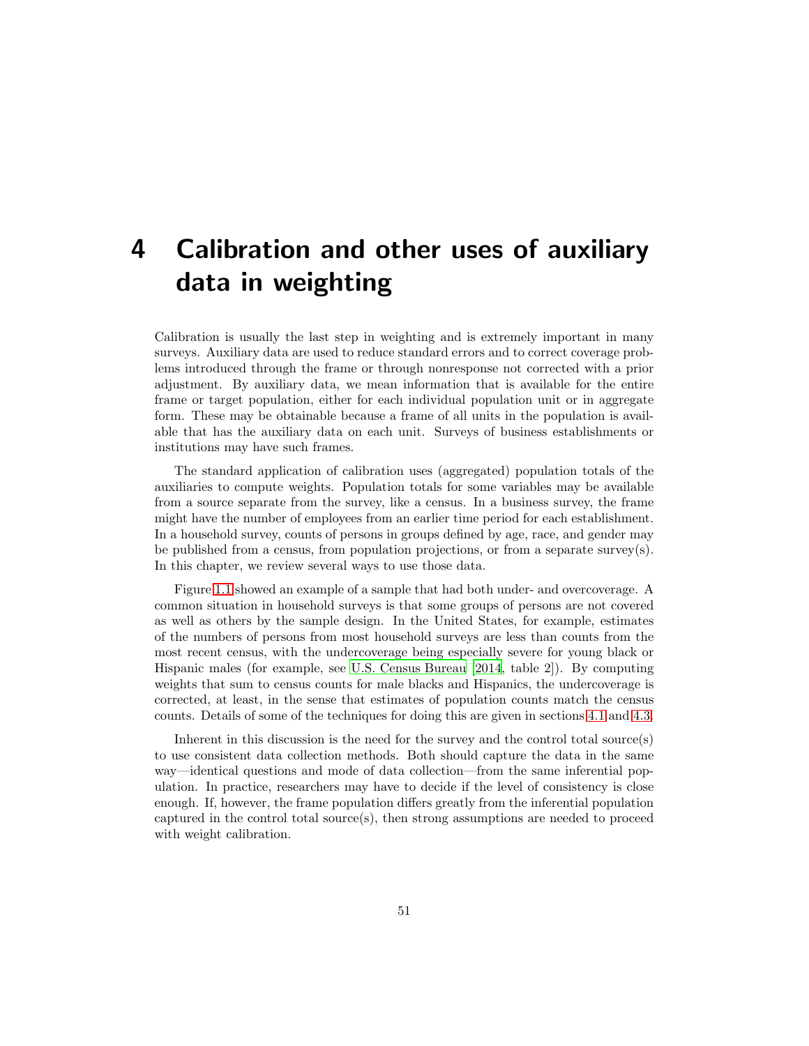# 4 Calibration and other uses of auxiliary data in weighting

Calibration is usually the last step in weighting and is extremely important in many surveys. Auxiliary data are used to reduce standard errors and to correct coverage problems introduced through the frame or through nonresponse not corrected with a prior adjustment. By auxiliary data, we mean information that is available for the entire frame or target population, either for each individual population unit or in aggregate form. These may be obtainable because a frame of all units in the population is available that has the auxiliary data on each unit. Surveys of business establishments or institutions may have such frames.

The standard application of calibration uses (aggregated) population totals of the auxiliaries to compute weights. Population totals for some variables may be available from a source separate from the survey, like a census. In a business survey, the frame might have the number of employees from an earlier time period for each establishment. In a household survey, counts of persons in groups defined by age, race, and gender may be published from a census, from population projections, or from a separate survey(s). In this chapter, we review several ways to use those data.

Figure 1.1 showed an example of a sample that had both under- and overcoverage. A common situation in household surveys is that some groups of persons are not covered as well as others by the sample design. In the United States, for example, estimates of the numbers of persons from most household surveys are less than counts from the most recent census, with the undercoverage being especially severe for young black or Hispanic males (for example, see U.S. Census Bureau [2014, table 2]). By computing weights that sum to census counts for male blacks and Hispanics, the undercoverage is corrected, at least, in the sense that estimates of population counts match the census counts. Details of some of the techniques for doing this are given in sections 4.1 and 4.3.

Inherent in this discussion is the need for the survey and the control total source(s) to use consistent data collection methods. Both should capture the data in the same way—identical questions and mode of data collection—from the same inferential population. In practice, researchers may have to decide if the level of consistency is close enough. If, however, the frame population differs greatly from the inferential population captured in the control total source(s), then strong assumptions are needed to proceed with weight calibration.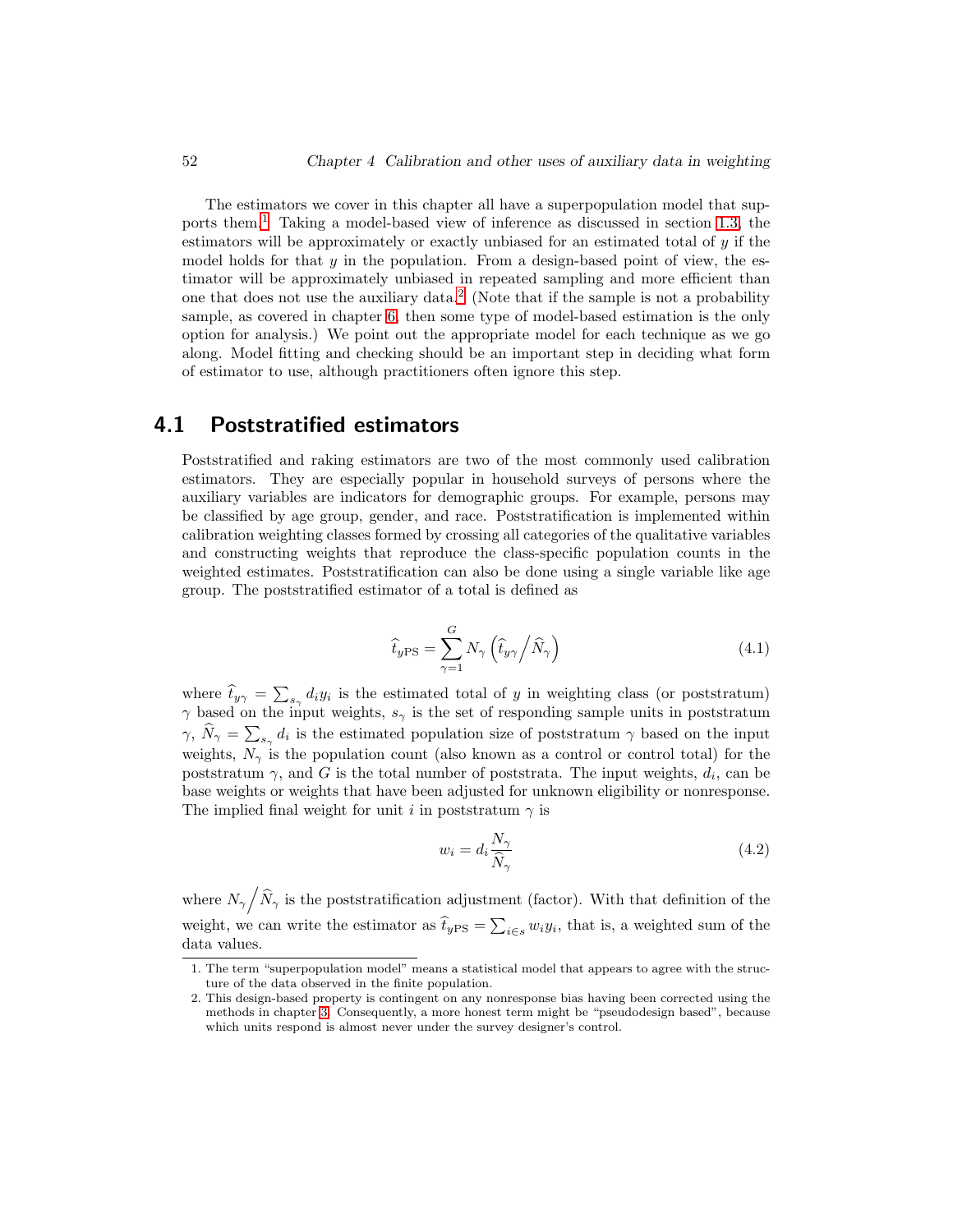The estimators we cover in this chapter all have a superpopulation model that supports them.[1] Taking a model-based view of inference as discussed in section 1.3, the estimators will be approximately or exactly unbiased for an estimated total of $y$ if the model holds for that $y$ in the population. From a design-based point of view, the estimator will be approximately unbiased in repeated sampling and more efficient than one that does not use the auxiliary data.[2] (Note that if the sample is not a probability sample, as covered in chapter 6, then some type of model-based estimation is the only option for analysis.) We point out the appropriate model for each technique as we go along. Model fitting and checking should be an important step in deciding what form of estimator to use, although practitioners often ignore this step.

## 4.1 Poststratified estimators

Poststratified and raking estimators are two of the most commonly used calibration estimators. They are especially popular in household surveys of persons where the auxiliary variables are indicators for demographic groups. For example, persons may be classified by age group, gender, and race. Poststratification is implemented within calibration weighting classes formed by crossing all categories of the qualitative variables and constructing weights that reproduce the class-specific population counts in the weighted estimates. Poststratification can also be done using a single variable like age group. The poststratified estimator of a total is defined as

$$\widehat{t}_{y\text{PS}} = \sum_{\gamma=1}^{G} N_\gamma \left( \widehat{t}_{y\gamma} \Big/ \widehat{N}_\gamma \right) \tag{4.1}$$

where $\widehat{t}_{y\gamma} = \sum_{s_\gamma} d_i y_i$ is the estimated total of $y$ in weighting class (or poststratum) $\gamma$ based on the input weights, $s_\gamma$ is the set of responding sample units in poststratum $\gamma$, $\widehat{N}_\gamma = \sum_{s_\gamma} d_i$ is the estimated population size of poststratum $\gamma$ based on the input weights, $N_\gamma$ is the population count (also known as a control or control total) for the poststratum $\gamma$, and $G$ is the total number of poststrata. The input weights, $d_i$, can be base weights or weights that have been adjusted for unknown eligibility or nonresponse. The implied final weight for unit $i$ in poststratum $\gamma$ is

$$w_i = d_i \frac{N_\gamma}{\widehat{N}_\gamma} \tag{4.2}$$

where $N_\gamma \Big/ \widehat{N}_\gamma$ is the poststratification adjustment (factor). With that definition of the weight, we can write the estimator as $\widehat{t}_{y\text{PS}} = \sum_{i \in s} w_i y_i$, that is, a weighted sum of the data values.

---

1. The term "superpopulation model" means a statistical model that appears to agree with the structure of the data observed in the finite population.
2. This design-based property is contingent on any nonresponse bias having been corrected using the methods in chapter 3. Consequently, a more honest term might be "pseudodesign based", because which units respond is almost never under the survey designer's control.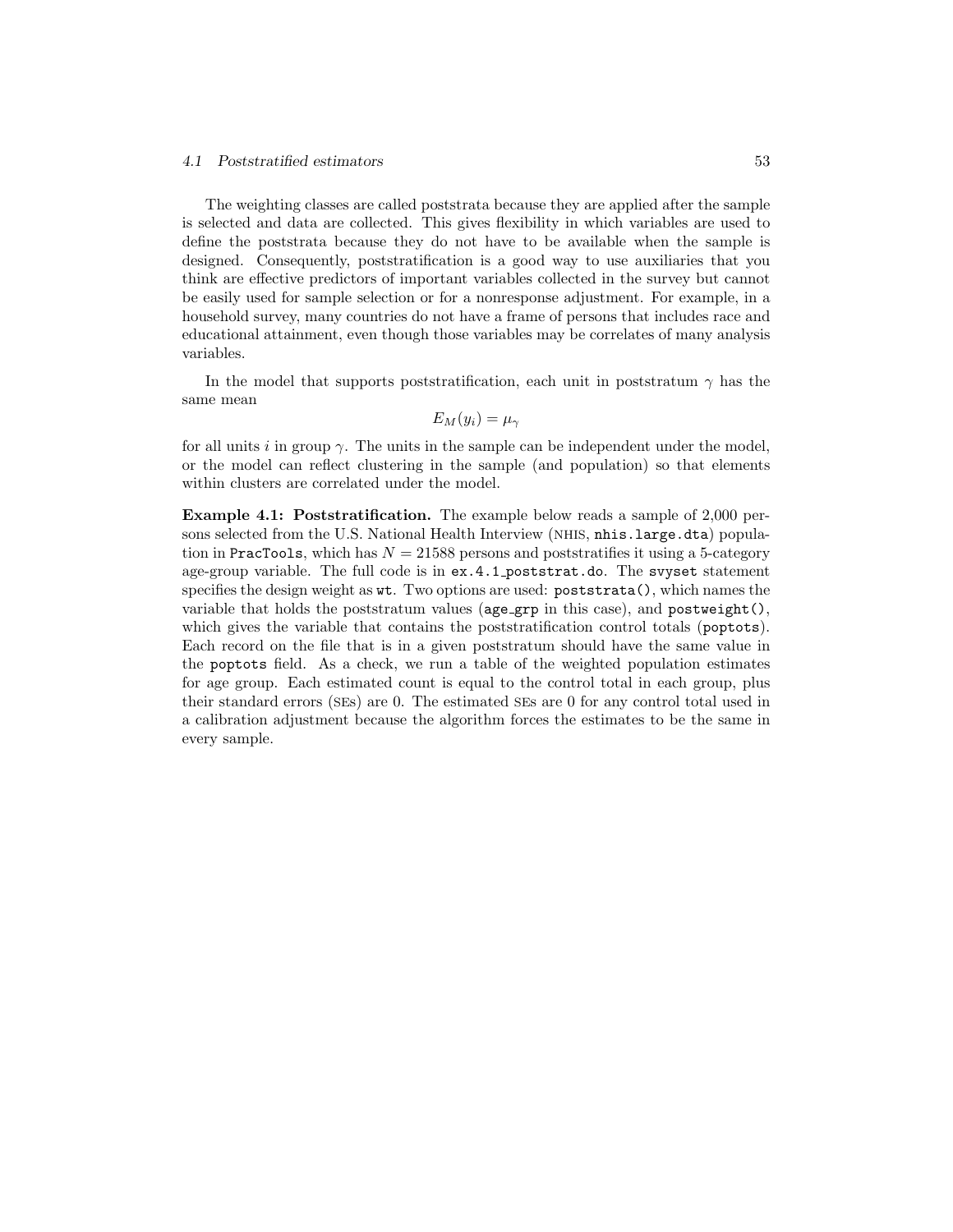The weighting classes are called poststrata because they are applied after the sample is selected and data are collected. This gives flexibility in which variables are used to define the poststrata because they do not have to be available when the sample is designed. Consequently, poststratification is a good way to use auxiliaries that you think are effective predictors of important variables collected in the survey but cannot be easily used for sample selection or for a nonresponse adjustment. For example, in a household survey, many countries do not have a frame of persons that includes race and educational attainment, even though those variables may be correlates of many analysis variables.

In the model that supports poststratification, each unit in poststratum $\gamma$ has the same mean

$$E_M(y_i) = \mu_\gamma$$

for all units $i$ in group $\gamma$. The units in the sample can be independent under the model, or the model can reflect clustering in the sample (and population) so that elements within clusters are correlated under the model.

**Example 4.1: Poststratification.** The example below reads a sample of 2,000 persons selected from the U.S. National Health Interview (NHIS, `nhis.large.dta`) population in `PracTools`, which has $N = 21588$ persons and poststratifies it using a 5-category age-group variable. The full code is in `ex.4.1_poststrat.do`. The `svyset` statement specifies the design weight as `wt`. Two options are used: `poststrata()`, which names the variable that holds the poststratum values (`age_grp` in this case), and `postweight()`, which gives the variable that contains the poststratification control totals (`poptots`). Each record on the file that is in a given poststratum should have the same value in the `poptots` field. As a check, we run a table of the weighted population estimates for age group. Each estimated count is equal to the control total in each group, plus their standard errors (SEs) are 0. The estimated SEs are 0 for any control total used in a calibration adjustment because the algorithm forces the estimates to be the same in every sample.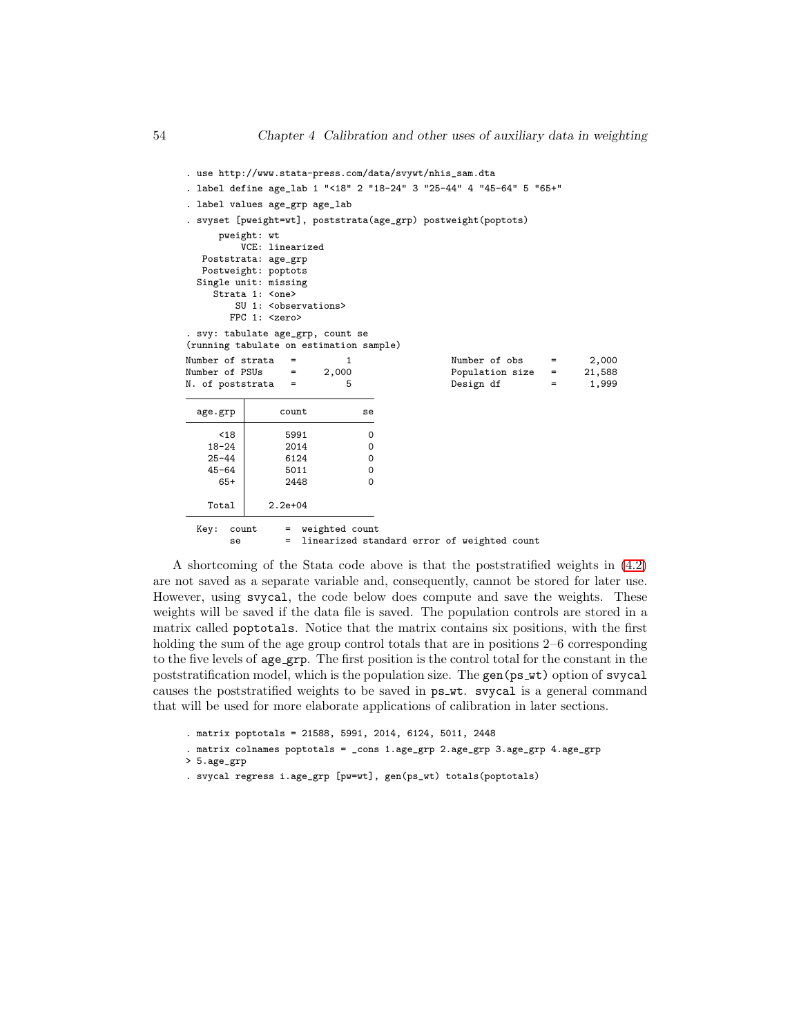```
. use http://www.stata-press.com/data/svywt/nhis_sam.dta
. label define age_lab 1 "<18" 2 "18-24" 3 "25-44" 4 "45-64" 5 "65+"
. label values age_grp age_lab
. svyset [pweight=wt], poststrata(age_grp) postweight(poptots)
      pweight: wt
          VCE: linearized
   Poststrata: age_grp
   Postweight: poptots
  Single unit: missing
     Strata 1: <one>
         SU 1: <observations>
        FPC 1: <zero>
. svy: tabulate age_grp, count se
(running tabulate on estimation sample)
Number of strata   =         1                Number of obs     =      2,000
Number of PSUs     =     2,000                Population size   =     21,588
N. of poststrata   =         5                Design df         =      1,999

  age_grp        count          se

      <18         5991           0
    18-24         2014           0
    25-44         6124           0
    45-64         5011           0
      65+         2448           0

    Total      2.2e+04

  Key:  count     =  weighted count
        se        =  linearized standard error of weighted count
```

A shortcoming of the Stata code above is that the poststratified weights in (4.2) are not saved as a separate variable and, consequently, cannot be stored for later use. However, using `svycal`, the code below does compute and save the weights. These weights will be saved if the data file is saved. The population controls are stored in a matrix called `poptotals`. Notice that the matrix contains six positions, with the first holding the sum of the age group control totals that are in positions 2–6 corresponding to the five levels of `age_grp`. The first position is the control total for the constant in the poststratification model, which is the population size. The `gen(ps_wt)` option of `svycal` causes the poststratified weights to be saved in `ps_wt`. `svycal` is a general command that will be used for more elaborate applications of calibration in later sections.

```
. matrix poptotals = 21588, 5991, 2014, 6124, 5011, 2448
. matrix colnames poptotals = _cons 1.age_grp 2.age_grp 3.age_grp 4.age_grp
> 5.age_grp
. svycal regress i.age_grp [pw=wt], gen(ps_wt) totals(poptotals)
```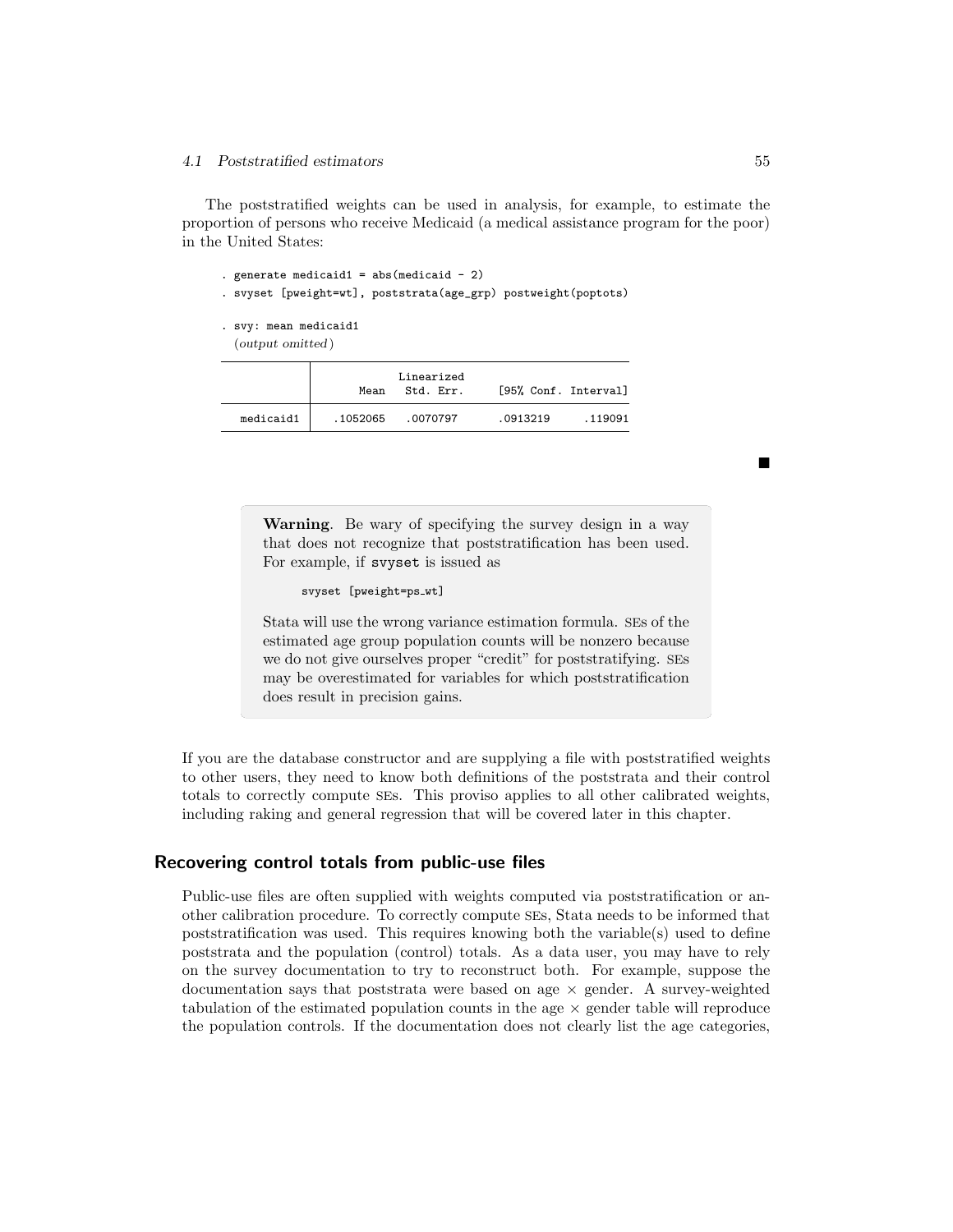The poststratified weights can be used in analysis, for example, to estimate the proportion of persons who receive Medicaid (a medical assistance program for the poor) in the United States:

```
. generate medicaid1 = abs(medicaid - 2)
. svyset [pweight=wt], poststrata(age_grp) postweight(poptots)

. svy: mean medicaid1
  (output omitted)
```

| | Mean | Linearized Std. Err. | [95% Conf. Interval] | |
|---|---|---|---|---|
| medicaid1 | .1052065 | .0070797 | .0913219 | .119091 |

■

> **Warning**. Be wary of specifying the survey design in a way that does not recognize that poststratification has been used. For example, if `svyset` is issued as
>
> ```
> svyset [pweight=ps_wt]
> ```
>
> Stata will use the wrong variance estimation formula. SEs of the estimated age group population counts will be nonzero because we do not give ourselves proper "credit" for poststratifying. SEs may be overestimated for variables for which poststratification does result in precision gains.

If you are the database constructor and are supplying a file with poststratified weights to other users, they need to know both definitions of the poststrata and their control totals to correctly compute SEs. This proviso applies to all other calibrated weights, including raking and general regression that will be covered later in this chapter.

## Recovering control totals from public-use files

Public-use files are often supplied with weights computed via poststratification or another calibration procedure. To correctly compute SEs, Stata needs to be informed that poststratification was used. This requires knowing both the variable(s) used to define poststrata and the population (control) totals. As a data user, you may have to rely on the survey documentation to try to reconstruct both. For example, suppose the documentation says that poststrata were based on age $\times$ gender. A survey-weighted tabulation of the estimated population counts in the age $\times$ gender table will reproduce the population controls. If the documentation does not clearly list the age categories,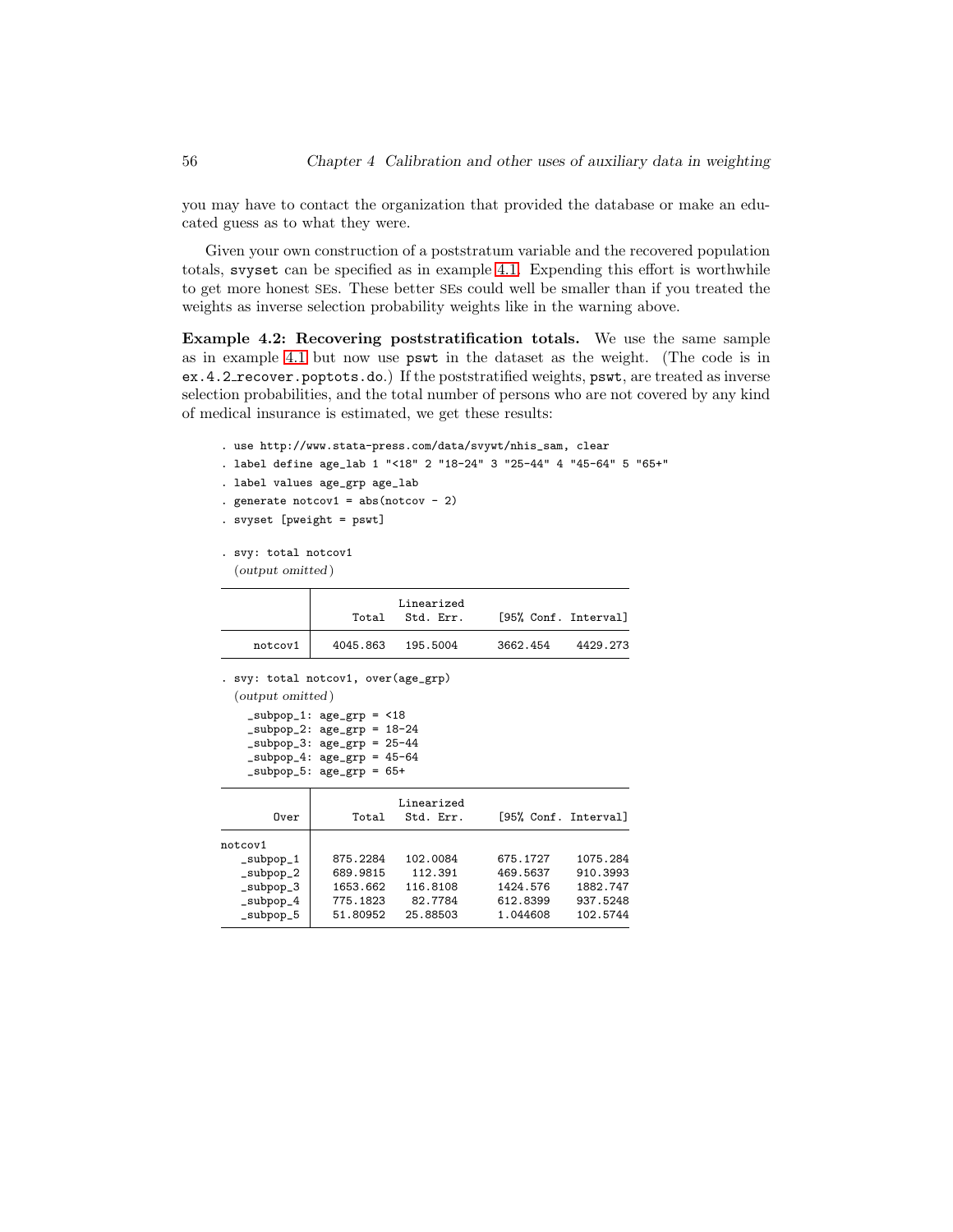you may have to contact the organization that provided the database or make an educated guess as to what they were.

Given your own construction of a poststratum variable and the recovered population totals, svyset can be specified as in example 4.1. Expending this effort is worthwhile to get more honest SEs. These better SEs could well be smaller than if you treated the weights as inverse selection probability weights like in the warning above.

**Example 4.2: Recovering poststratification totals.** We use the same sample as in example 4.1 but now use pswt in the dataset as the weight. (The code is in ex.4.2_recover.poptots.do.) If the poststratified weights, pswt, are treated as inverse selection probabilities, and the total number of persons who are not covered by any kind of medical insurance is estimated, we get these results:

```
. use http://www.stata-press.com/data/svywt/nhis_sam, clear
. label define age_lab 1 "<18" 2 "18-24" 3 "25-44" 4 "45-64" 5 "65+"
. label values age_grp age_lab
. generate notcov1 = abs(notcov - 2)
. svyset [pweight = pswt]

. svy: total notcov1
  (output omitted)

--------------------------------------------------------------
             |             Linearized
             |      Total   Std. Err.     [95% Conf. Interval]
-------------+------------------------------------------------
     notcov1 |   4045.863   195.5004      3662.454    4429.273
--------------------------------------------------------------

. svy: total notcov1, over(age_grp)
  (output omitted)

    _subpop_1: age_grp = <18
    _subpop_2: age_grp = 18-24
    _subpop_3: age_grp = 25-44
    _subpop_4: age_grp = 45-64
    _subpop_5: age_grp = 65+

--------------------------------------------------------------
             |             Linearized
        Over |      Total   Std. Err.     [95% Conf. Interval]
-------------+------------------------------------------------
notcov1      |
   _subpop_1 |   875.2284   102.0084      675.1727    1075.284
   _subpop_2 |   689.9815    112.391      469.5637    910.3993
   _subpop_3 |   1653.662   116.8108      1424.576    1882.747
   _subpop_4 |   775.1823    82.7784      612.8399    937.5248
   _subpop_5 |   51.80952   25.88503      1.044608    102.5744
--------------------------------------------------------------
```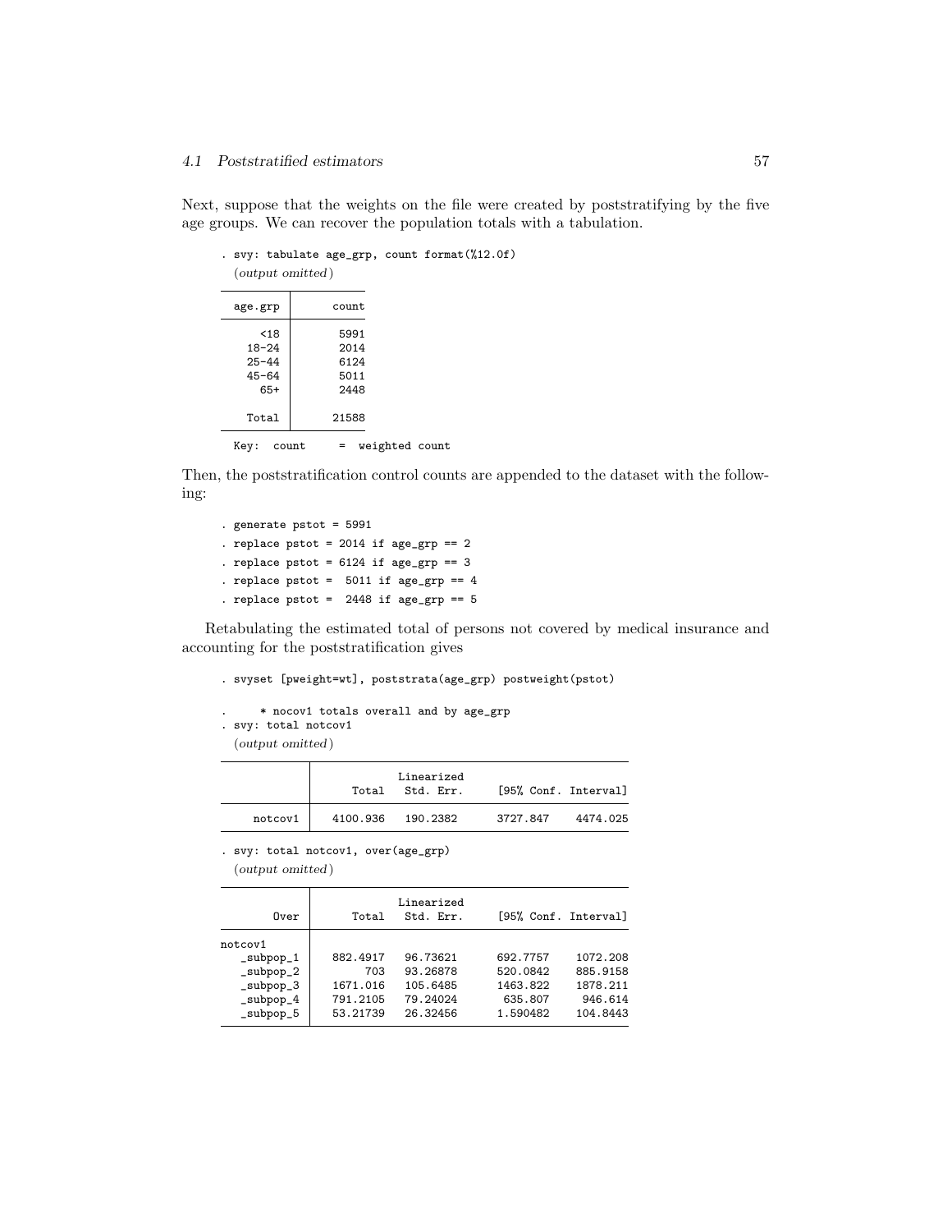Next, suppose that the weights on the file were created by poststratifying by the five age groups. We can recover the population totals with a tabulation.

```
. svy: tabulate age_grp, count format(%12.0f)
  (output omitted)
```

| age_grp | count |
|---|---|
| <18 | 5991 |
| 18-24 | 2014 |
| 25-44 | 6124 |
| 45-64 | 5011 |
| 65+ | 2448 |
| Total | 21588 |

Key: count = weighted count

Then, the poststratification control counts are appended to the dataset with the following:

```
. generate pstot = 5991
. replace pstot = 2014 if age_grp == 2
. replace pstot = 6124 if age_grp == 3
. replace pstot =  5011 if age_grp == 4
. replace pstot =  2448 if age_grp == 5
```

Retabulating the estimated total of persons not covered by medical insurance and accounting for the poststratification gives

```
. svyset [pweight=wt], poststrata(age_grp) postweight(pstot)

.       * nocov1 totals overall and by age_grp
. svy: total notcov1
  (output omitted)
```

| | Total | Linearized Std. Err. | [95% Conf. Interval] | |
|---|---|---|---|---|
| notcov1 | 4100.936 | 190.2382 | 3727.847 | 4474.025 |

```
. svy: total notcov1, over(age_grp)
  (output omitted)
```

| Over | Total | Linearized Std. Err. | [95% Conf. Interval] | |
|---|---|---|---|---|
| notcov1 | | | | |
| _subpop_1 | 882.4917 | 96.73621 | 692.7757 | 1072.208 |
| _subpop_2 | 703 | 93.26878 | 520.0842 | 885.9158 |
| _subpop_3 | 1671.016 | 105.6485 | 1463.822 | 1878.211 |
| _subpop_4 | 791.2105 | 79.24024 | 635.807 | 946.614 |
| _subpop_5 | 53.21739 | 26.32456 | 1.590482 | 104.8443 |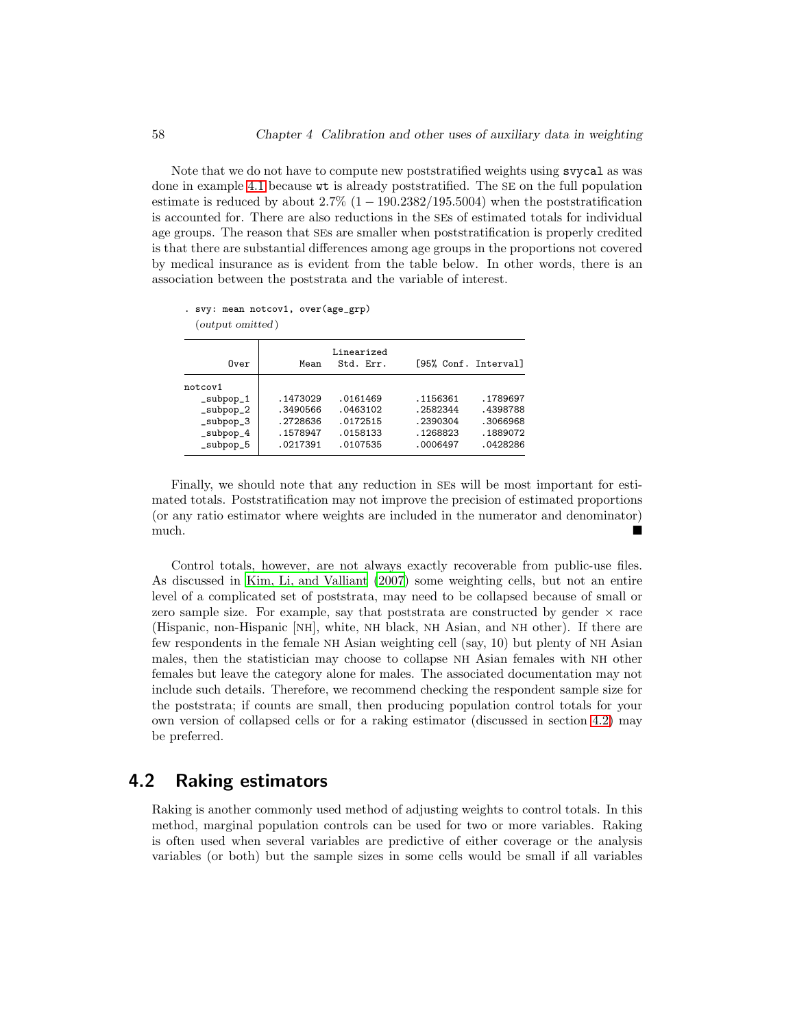Note that we do not have to compute new poststratified weights using svycal as was done in example 4.1 because wt is already poststratified. The SE on the full population estimate is reduced by about 2.7% $(1 - 190.2382/195.5004)$ when the poststratification is accounted for. There are also reductions in the SEs of estimated totals for individual age groups. The reason that SEs are smaller when poststratification is properly credited is that there are substantial differences among age groups in the proportions not covered by medical insurance as is evident from the table below. In other words, there is an association between the poststrata and the variable of interest.

```
. svy: mean notcov1, over(age_grp)
  (output omitted)
```

| Over | Mean | Linearized Std. Err. | [95% Conf. | Interval] |
|---|---|---|---|---|
| notcov1 | | | | |
| _subpop_1 | .1473029 | .0161469 | .1156361 | .1789697 |
| _subpop_2 | .3490566 | .0463102 | .2582344 | .4398788 |
| _subpop_3 | .2728636 | .0172515 | .2390304 | .3066968 |
| _subpop_4 | .1578947 | .0158133 | .1268823 | .1889072 |
| _subpop_5 | .0217391 | .0107535 | .0006497 | .0428286 |

Finally, we should note that any reduction in SEs will be most important for estimated totals. Poststratification may not improve the precision of estimated proportions (or any ratio estimator where weights are included in the numerator and denominator) much. ■

Control totals, however, are not always exactly recoverable from public-use files. As discussed in Kim, Li, and Valliant (2007) some weighting cells, but not an entire level of a complicated set of poststrata, may need to be collapsed because of small or zero sample size. For example, say that poststrata are constructed by gender × race (Hispanic, non-Hispanic [NH], white, NH black, NH Asian, and NH other). If there are few respondents in the female NH Asian weighting cell (say, 10) but plenty of NH Asian males, then the statistician may choose to collapse NH Asian females with NH other females but leave the category alone for males. The associated documentation may not include such details. Therefore, we recommend checking the respondent sample size for the poststrata; if counts are small, then producing population control totals for your own version of collapsed cells or for a raking estimator (discussed in section 4.2) may be preferred.

## 4.2 Raking estimators

Raking is another commonly used method of adjusting weights to control totals. In this method, marginal population controls can be used for two or more variables. Raking is often used when several variables are predictive of either coverage or the analysis variables (or both) but the sample sizes in some cells would be small if all variables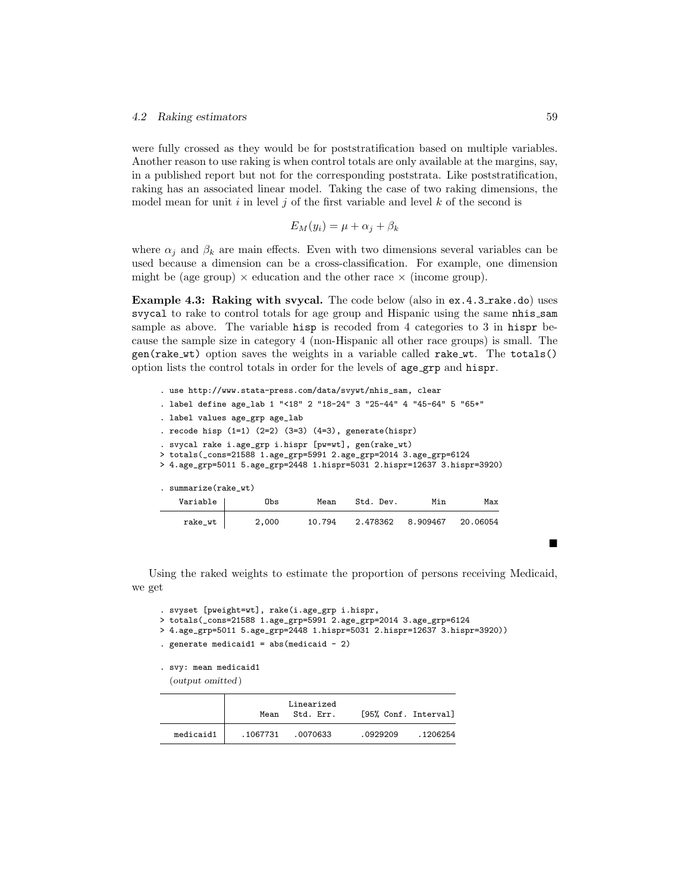were fully crossed as they would be for poststratification based on multiple variables. Another reason to use raking is when control totals are only available at the margins, say, in a published report but not for the corresponding poststrata. Like poststratification, raking has an associated linear model. Taking the case of two raking dimensions, the model mean for unit $i$ in level $j$ of the first variable and level $k$ of the second is

$$E_M(y_i) = \mu + \alpha_j + \beta_k$$

where $\alpha_j$ and $\beta_k$ are main effects. Even with two dimensions several variables can be used because a dimension can be a cross-classification. For example, one dimension might be (age group) $\times$ education and the other race $\times$ (income group).

**Example 4.3: Raking with svycal.** The code below (also in `ex.4.3_rake.do`) uses `svycal` to rake to control totals for age group and Hispanic using the same `nhis_sam` sample as above. The variable `hisp` is recoded from 4 categories to 3 in `hispr` because the sample size in category 4 (non-Hispanic all other race groups) is small. The `gen(rake_wt)` option saves the weights in a variable called `rake_wt`. The `totals()` option lists the control totals in order for the levels of `age_grp` and `hispr`.

```
. use http://www.stata-press.com/data/svywt/nhis_sam, clear
. label define age_lab 1 "<18" 2 "18-24" 3 "25-44" 4 "45-64" 5 "65+"
. label values age_grp age_lab
. recode hisp (1=1) (2=2) (3=3) (4=3), generate(hispr)
. svycal rake i.age_grp i.hispr [pw=wt], gen(rake_wt)
> totals(_cons=21588 1.age_grp=5991 2.age_grp=2014 3.age_grp=6124
> 4.age_grp=5011 5.age_grp=2448 1.hispr=5031 2.hispr=12637 3.hispr=3920)

. summarize(rake_wt)
```

| Variable | Obs | Mean | Std. Dev. | Min | Max |
|---|---|---|---|---|---|
| rake_wt | 2,000 | 10.794 | 2.478362 | 8.909467 | 20.06054 |

■

Using the raked weights to estimate the proportion of persons receiving Medicaid, we get

```
. svyset [pweight=wt], rake(i.age_grp i.hispr,
> totals(_cons=21588 1.age_grp=5991 2.age_grp=2014 3.age_grp=6124
> 4.age_grp=5011 5.age_grp=2448 1.hispr=5031 2.hispr=12637 3.hispr=3920))
. generate medicaid1 = abs(medicaid - 2)

. svy: mean medicaid1
  (output omitted)
```

| | Mean | Linearized Std. Err. | [95% Conf. | Interval] |
|---|---|---|---|---|
| medicaid1 | .1067731 | .0070633 | .0929209 | .1206254 |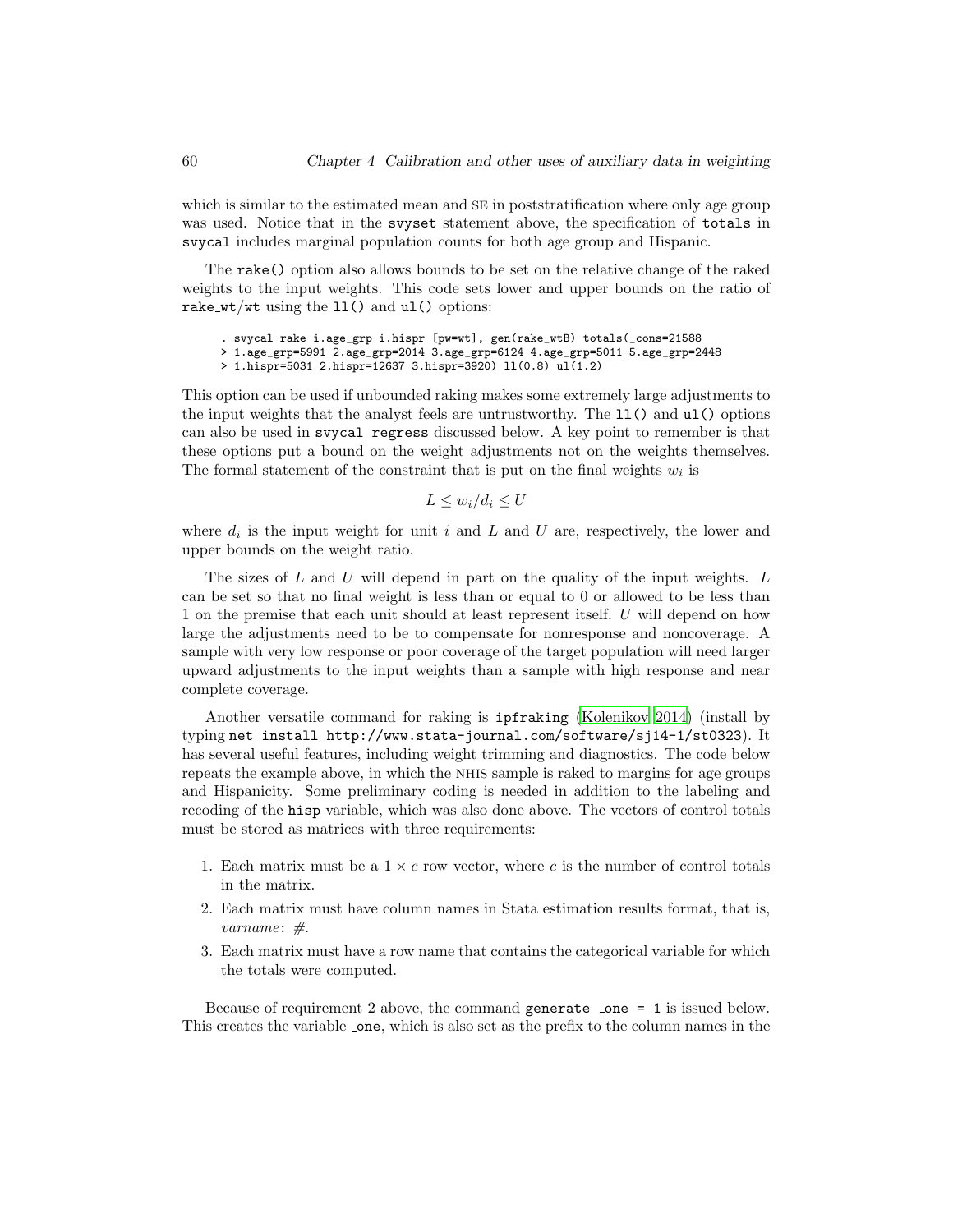which is similar to the estimated mean and SE in poststratification where only age group was used. Notice that in the svyset statement above, the specification of totals in svycal includes marginal population counts for both age group and Hispanic.

The rake() option also allows bounds to be set on the relative change of the raked weights to the input weights. This code sets lower and upper bounds on the ratio of rake_wt/wt using the ll() and ul() options:

```
. svycal rake i.age_grp i.hispr [pw=wt], gen(rake_wtB) totals(_cons=21588
> 1.age_grp=5991 2.age_grp=2014 3.age_grp=6124 4.age_grp=5011 5.age_grp=2448
> 1.hispr=5031 2.hispr=12637 3.hispr=3920) ll(0.8) ul(1.2)
```

This option can be used if unbounded raking makes some extremely large adjustments to the input weights that the analyst feels are untrustworthy. The ll() and ul() options can also be used in svycal regress discussed below. A key point to remember is that these options put a bound on the weight adjustments not on the weights themselves. The formal statement of the constraint that is put on the final weights $w_i$ is

$$L \leq w_i/d_i \leq U$$

where $d_i$ is the input weight for unit $i$ and $L$ and $U$ are, respectively, the lower and upper bounds on the weight ratio.

The sizes of $L$ and $U$ will depend in part on the quality of the input weights. $L$ can be set so that no final weight is less than or equal to 0 or allowed to be less than 1 on the premise that each unit should at least represent itself. $U$ will depend on how large the adjustments need to be to compensate for nonresponse and noncoverage. A sample with very low response or poor coverage of the target population will need larger upward adjustments to the input weights than a sample with high response and near complete coverage.

Another versatile command for raking is ipfraking (Kolenikov 2014) (install by typing net install http://www.stata-journal.com/software/sj14-1/st0323). It has several useful features, including weight trimming and diagnostics. The code below repeats the example above, in which the NHIS sample is raked to margins for age groups and Hispanicity. Some preliminary coding is needed in addition to the labeling and recoding of the hisp variable, which was also done above. The vectors of control totals must be stored as matrices with three requirements:

1. Each matrix must be a $1 \times c$ row vector, where $c$ is the number of control totals in the matrix.
2. Each matrix must have column names in Stata estimation results format, that is, *varname*: *#*.
3. Each matrix must have a row name that contains the categorical variable for which the totals were computed.

Because of requirement 2 above, the command generate _one = 1 is issued below. This creates the variable _one, which is also set as the prefix to the column names in the